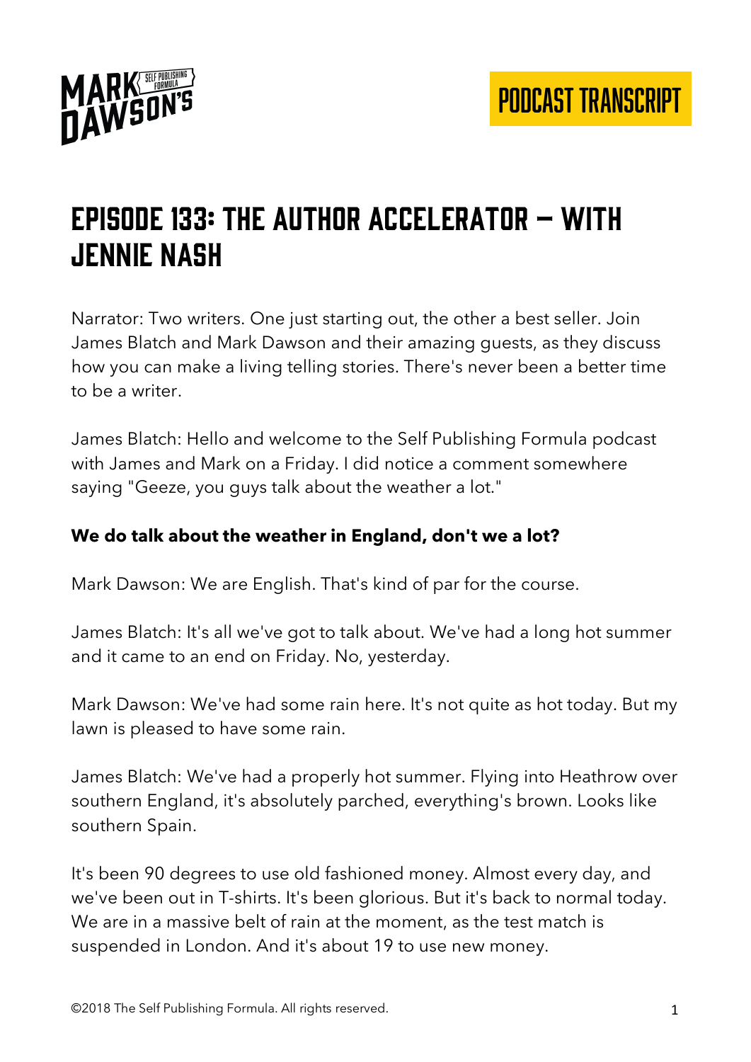# Episode 133: The Author Accelerator – with Jennie Nash

Narrator: Two writers. One just starting out, the other a best seller. Join James Blatch and Mark Dawson and their amazing guests, as they discuss how you can make a living telling stories. There's never been a better time to be a writer.

James Blatch: Hello and welcome to the Self Publishing Formula podcast with James and Mark on a Friday. I did notice a comment somewhere saying "Geeze, you guys talk about the weather a lot."

**We do talk about the weather in England, don't we a lot?**

Mark Dawson: We are English. That's kind of par for the course.

James Blatch: It's all we've got to talk about. We've had a long hot summer and it came to an end on Friday. No, yesterday.

Mark Dawson: We've had some rain here. It's not quite as hot today. But my lawn is pleased to have some rain.

James Blatch: We've had a properly hot summer. Flying into Heathrow over southern England, it's absolutely parched, everything's brown. Looks like southern Spain.

It's been 90 degrees to use old fashioned money. Almost every day, and we've been out in T-shirts. It's been glorious. But it's back to normal today. We are in a massive belt of rain at the moment, as the test match is suspended in London. And it's about 19 to use new money.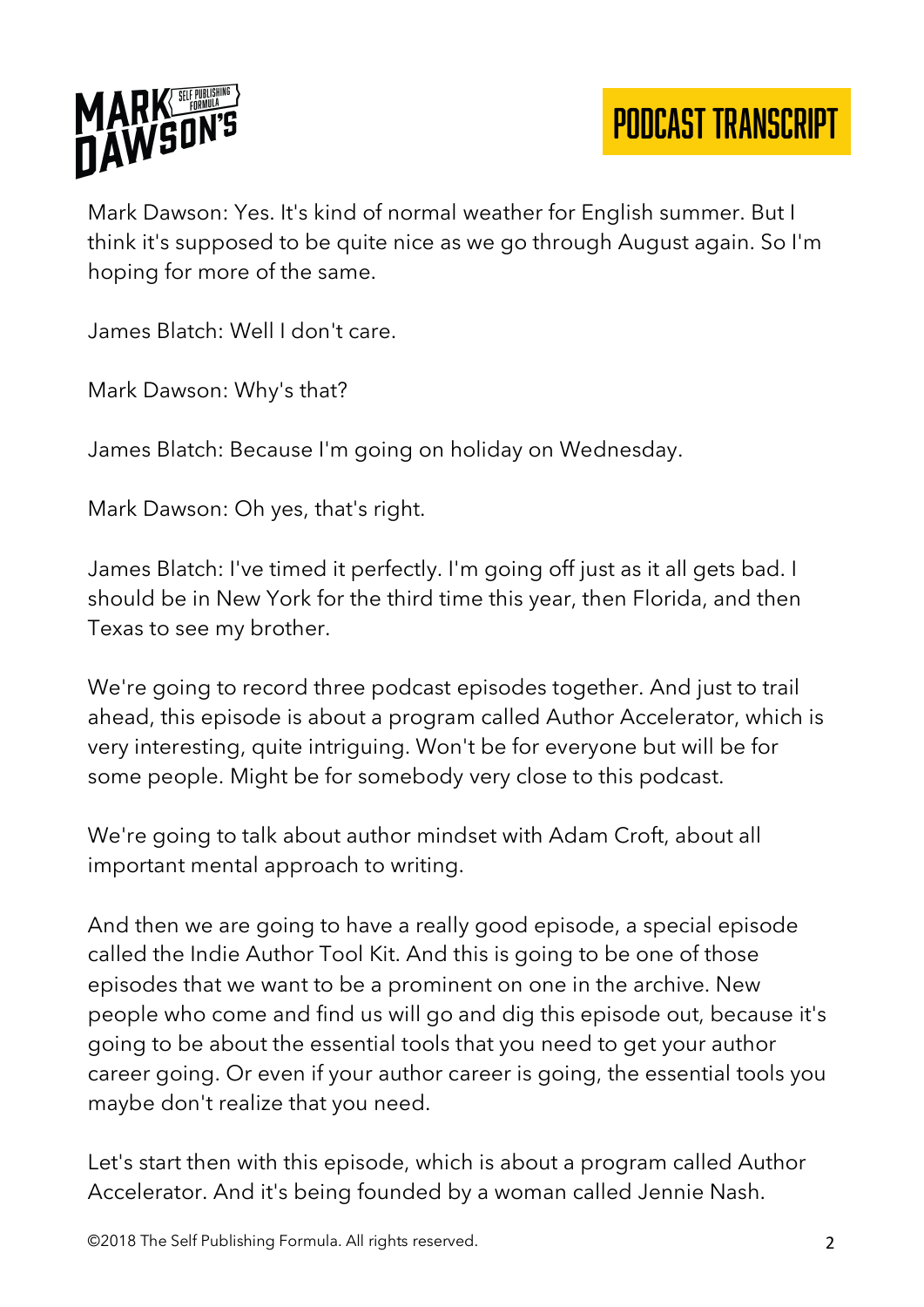Mark Dawson: Yes. It's kind of normal weather for English summer. But I think it's supposed to be quite nice as we go through August again. So I'm hoping for more of the same.

James Blatch: Well I don't care.

Mark Dawson: Why's that?

James Blatch: Because I'm going on holiday on Wednesday.

Mark Dawson: Oh yes, that's right.

James Blatch: I've timed it perfectly. I'm going off just as it all gets bad. I should be in New York for the third time this year, then Florida, and then Texas to see my brother.

We're going to record three podcast episodes together. And just to trail ahead, this episode is about a program called Author Accelerator, which is very interesting, quite intriguing. Won't be for everyone but will be for some people. Might be for somebody very close to this podcast.

We're going to talk about author mindset with Adam Croft, about all important mental approach to writing.

And then we are going to have a really good episode, a special episode called the Indie Author Tool Kit. And this is going to be one of those episodes that we want to be a prominent on one in the archive. New people who come and find us will go and dig this episode out, because it's going to be about the essential tools that you need to get your author career going. Or even if your author career is going, the essential tools you maybe don't realize that you need.

Let's start then with this episode, which is about a program called Author Accelerator. And it's being founded by a woman called Jennie Nash.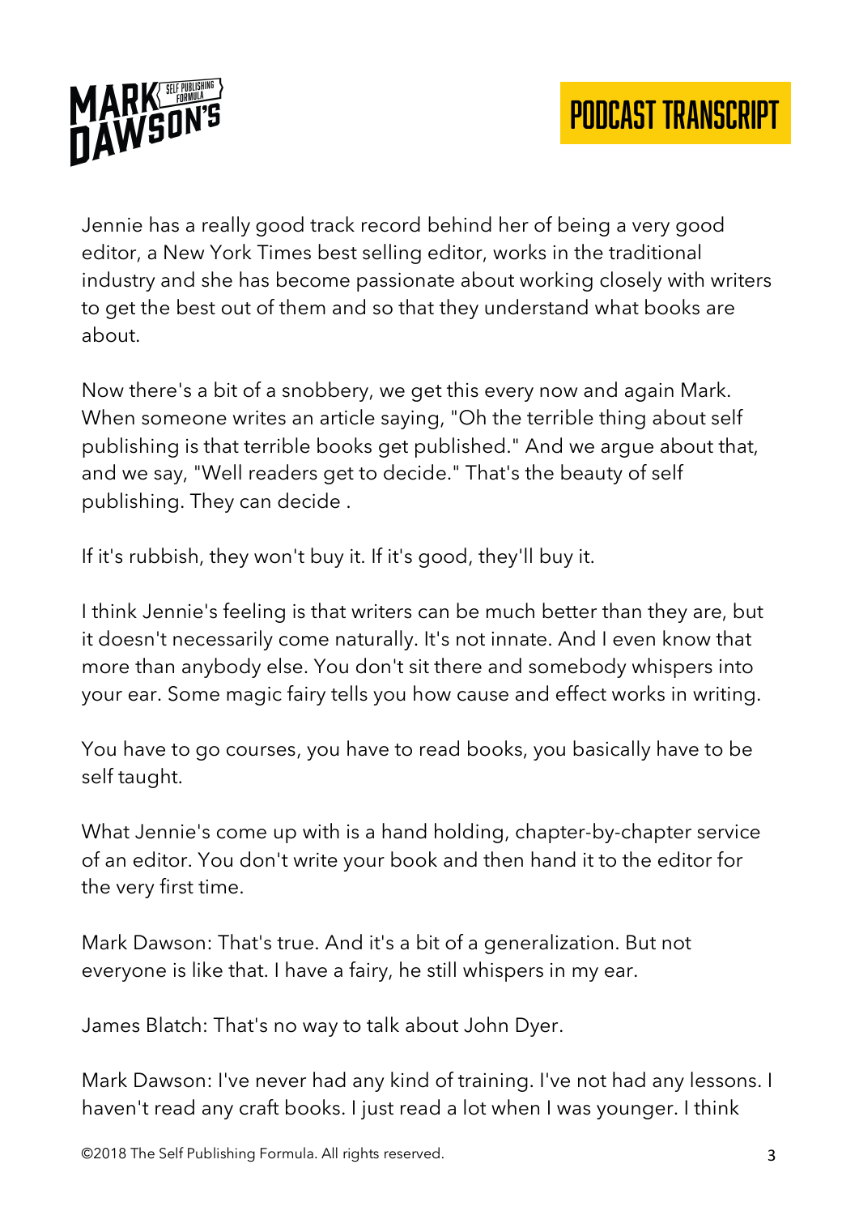Jennie has a really good track record behind her of being a very good editor, a New York Times best selling editor, works in the traditional industry and she has become passionate about working closely with writers to get the best out of them and so that they understand what books are about.

Now there's a bit of a snobbery, we get this every now and again Mark. When someone writes an article saying, "Oh the terrible thing about self publishing is that terrible books get published." And we argue about that, and we say, "Well readers get to decide." That's the beauty of self publishing. They can decide .

If it's rubbish, they won't buy it. If it's good, they'll buy it.

I think Jennie's feeling is that writers can be much better than they are, but it doesn't necessarily come naturally. It's not innate. And I even know that more than anybody else. You don't sit there and somebody whispers into your ear. Some magic fairy tells you how cause and effect works in writing.

You have to go courses, you have to read books, you basically have to be self taught.

What Jennie's come up with is a hand holding, chapter-by-chapter service of an editor. You don't write your book and then hand it to the editor for the very first time.

Mark Dawson: That's true. And it's a bit of a generalization. But not everyone is like that. I have a fairy, he still whispers in my ear.

James Blatch: That's no way to talk about John Dyer.

Mark Dawson: I've never had any kind of training. I've not had any lessons. I haven't read any craft books. I just read a lot when I was younger. I think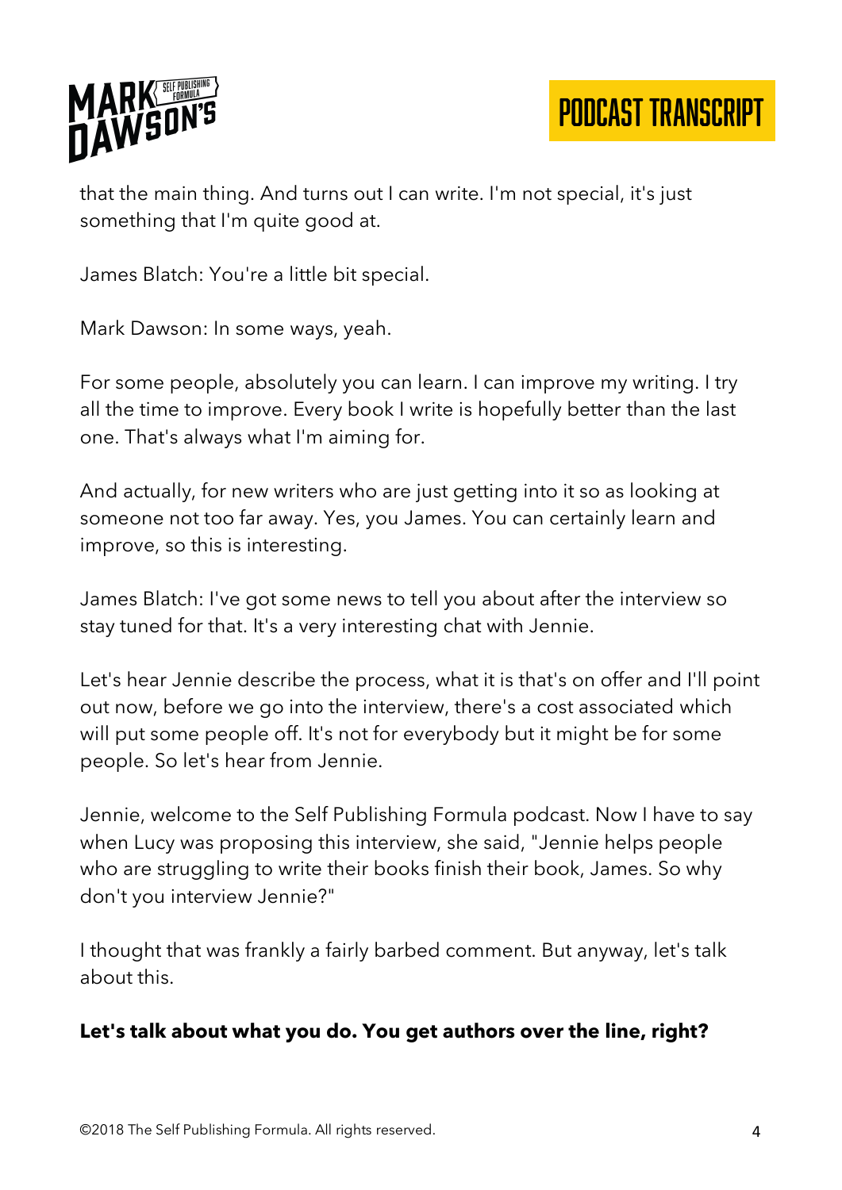that the main thing. And turns out I can write. I'm not special, it's just something that I'm quite good at.

James Blatch: You're a little bit special.

Mark Dawson: In some ways, yeah.

For some people, absolutely you can learn. I can improve my writing. I try all the time to improve. Every book I write is hopefully better than the last one. That's always what I'm aiming for.

And actually, for new writers who are just getting into it so as looking at someone not too far away. Yes, you James. You can certainly learn and improve, so this is interesting.

James Blatch: I've got some news to tell you about after the interview so stay tuned for that. It's a very interesting chat with Jennie.

Let's hear Jennie describe the process, what it is that's on offer and I'll point out now, before we go into the interview, there's a cost associated which will put some people off. It's not for everybody but it might be for some people. So let's hear from Jennie.

Jennie, welcome to the Self Publishing Formula podcast. Now I have to say when Lucy was proposing this interview, she said, "Jennie helps people who are struggling to write their books finish their book, James. So why don't you interview Jennie?"

I thought that was frankly a fairly barbed comment. But anyway, let's talk about this.

**Let's talk about what you do. You get authors over the line, right?**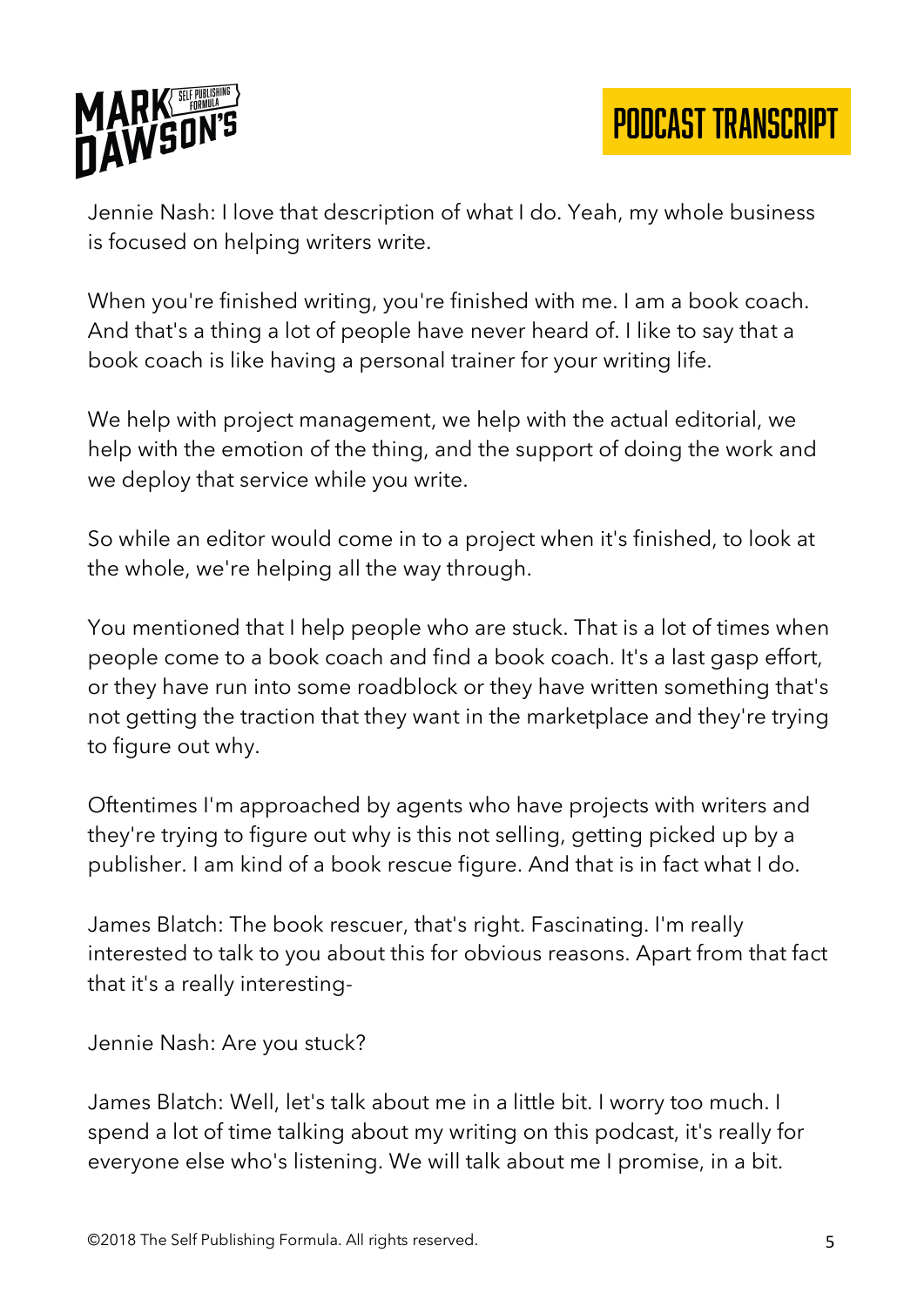Jennie Nash: I love that description of what I do. Yeah, my whole business is focused on helping writers write.

When you're finished writing, you're finished with me. I am a book coach. And that's a thing a lot of people have never heard of. I like to say that a book coach is like having a personal trainer for your writing life.

We help with project management, we help with the actual editorial, we help with the emotion of the thing, and the support of doing the work and we deploy that service while you write.

So while an editor would come in to a project when it's finished, to look at the whole, we're helping all the way through.

You mentioned that I help people who are stuck. That is a lot of times when people come to a book coach and find a book coach. It's a last gasp effort, or they have run into some roadblock or they have written something that's not getting the traction that they want in the marketplace and they're trying to figure out why.

Oftentimes I'm approached by agents who have projects with writers and they're trying to figure out why is this not selling, getting picked up by a publisher. I am kind of a book rescue figure. And that is in fact what I do.

James Blatch: The book rescuer, that's right. Fascinating. I'm really interested to talk to you about this for obvious reasons. Apart from that fact that it's a really interesting-

Jennie Nash: Are you stuck?

James Blatch: Well, let's talk about me in a little bit. I worry too much. I spend a lot of time talking about my writing on this podcast, it's really for everyone else who's listening. We will talk about me I promise, in a bit.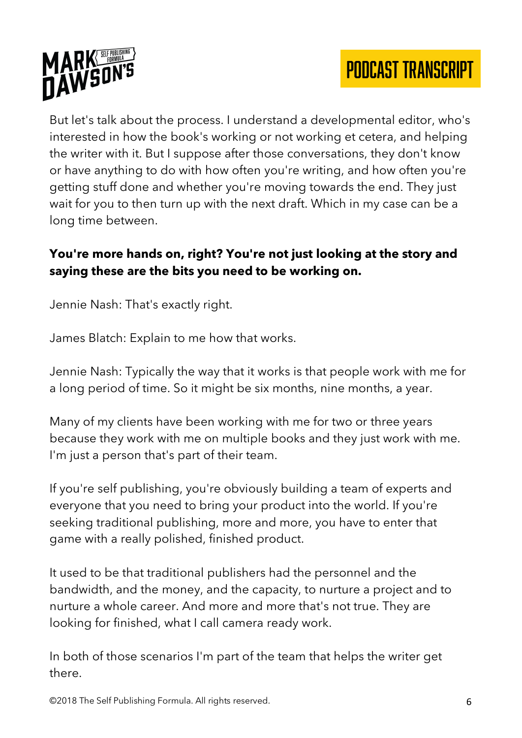But let's talk about the process. I understand a developmental editor, who's interested in how the book's working or not working et cetera, and helping the writer with it. But I suppose after those conversations, they don't know or have anything to do with how often you're writing, and how often you're getting stuff done and whether you're moving towards the end. They just wait for you to then turn up with the next draft. Which in my case can be a long time between.

**You're more hands on, right? You're not just looking at the story and saying these are the bits you need to be working on.**

Jennie Nash: That's exactly right.

James Blatch: Explain to me how that works.

Jennie Nash: Typically the way that it works is that people work with me for a long period of time. So it might be six months, nine months, a year.

Many of my clients have been working with me for two or three years because they work with me on multiple books and they just work with me. I'm just a person that's part of their team.

If you're self publishing, you're obviously building a team of experts and everyone that you need to bring your product into the world. If you're seeking traditional publishing, more and more, you have to enter that game with a really polished, finished product.

It used to be that traditional publishers had the personnel and the bandwidth, and the money, and the capacity, to nurture a project and to nurture a whole career. And more and more that's not true. They are looking for finished, what I call camera ready work.

In both of those scenarios I'm part of the team that helps the writer get there.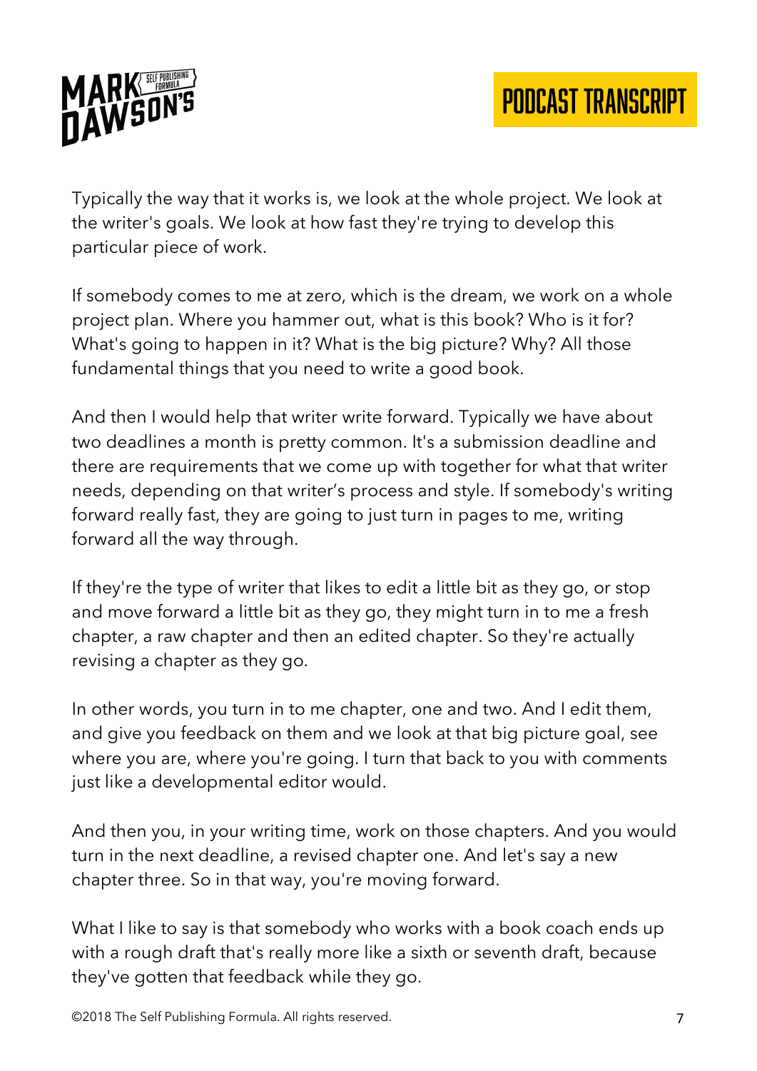Typically the way that it works is, we look at the whole project. We look at the writer's goals. We look at how fast they're trying to develop this particular piece of work.

If somebody comes to me at zero, which is the dream, we work on a whole project plan. Where you hammer out, what is this book? Who is it for? What's going to happen in it? What is the big picture? Why? All those fundamental things that you need to write a good book.

And then I would help that writer write forward. Typically we have about two deadlines a month is pretty common. It's a submission deadline and there are requirements that we come up with together for what that writer needs, depending on that writer's process and style. If somebody's writing forward really fast, they are going to just turn in pages to me, writing forward all the way through.

If they're the type of writer that likes to edit a little bit as they go, or stop and move forward a little bit as they go, they might turn in to me a fresh chapter, a raw chapter and then an edited chapter. So they're actually revising a chapter as they go.

In other words, you turn in to me chapter, one and two. And I edit them, and give you feedback on them and we look at that big picture goal, see where you are, where you're going. I turn that back to you with comments just like a developmental editor would.

And then you, in your writing time, work on those chapters. And you would turn in the next deadline, a revised chapter one. And let's say a new chapter three. So in that way, you're moving forward.

What I like to say is that somebody who works with a book coach ends up with a rough draft that's really more like a sixth or seventh draft, because they've gotten that feedback while they go.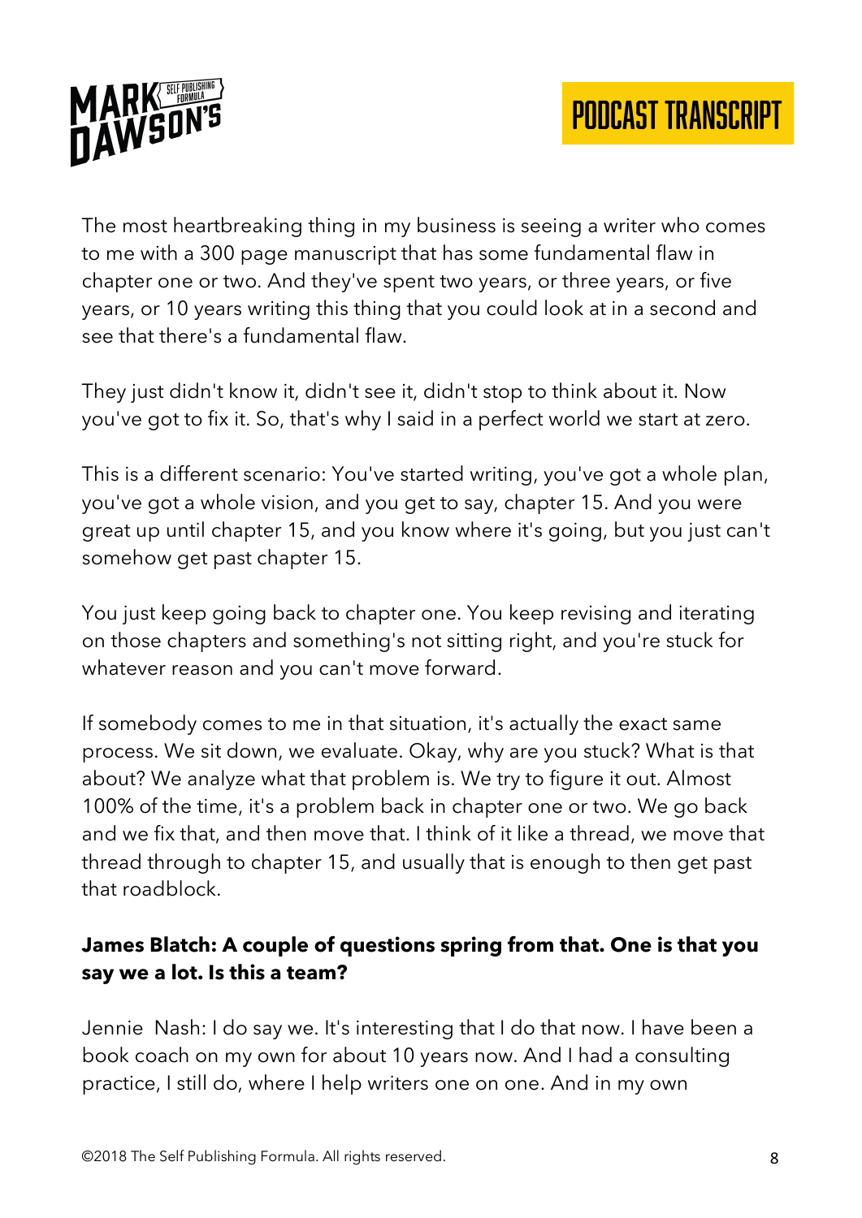The most heartbreaking thing in my business is seeing a writer who comes to me with a 300 page manuscript that has some fundamental flaw in chapter one or two. And they've spent two years, or three years, or five years, or 10 years writing this thing that you could look at in a second and see that there's a fundamental flaw.

They just didn't know it, didn't see it, didn't stop to think about it. Now you've got to fix it. So, that's why I said in a perfect world we start at zero.

This is a different scenario: You've started writing, you've got a whole plan, you've got a whole vision, and you get to say, chapter 15. And you were great up until chapter 15, and you know where it's going, but you just can't somehow get past chapter 15.

You just keep going back to chapter one. You keep revising and iterating on those chapters and something's not sitting right, and you're stuck for whatever reason and you can't move forward.

If somebody comes to me in that situation, it's actually the exact same process. We sit down, we evaluate. Okay, why are you stuck? What is that about? We analyze what that problem is. We try to figure it out. Almost 100% of the time, it's a problem back in chapter one or two. We go back and we fix that, and then move that. I think of it like a thread, we move that thread through to chapter 15, and usually that is enough to then get past that roadblock.

**James Blatch: A couple of questions spring from that. One is that you say we a lot. Is this a team?**

Jennie Nash: I do say we. It's interesting that I do that now. I have been a book coach on my own for about 10 years now. And I had a consulting practice, I still do, where I help writers one on one. And in my own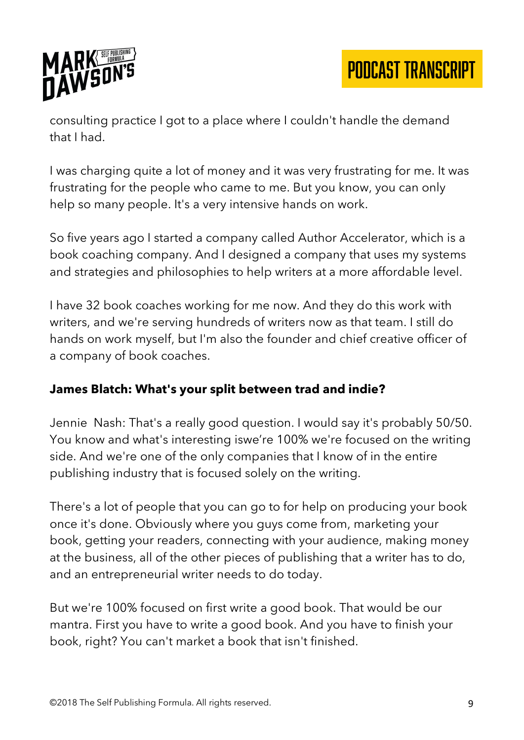consulting practice I got to a place where I couldn't handle the demand that I had.

I was charging quite a lot of money and it was very frustrating for me. It was frustrating for the people who came to me. But you know, you can only help so many people. It's a very intensive hands on work.

So five years ago I started a company called Author Accelerator, which is a book coaching company. And I designed a company that uses my systems and strategies and philosophies to help writers at a more affordable level.

I have 32 book coaches working for me now. And they do this work with writers, and we're serving hundreds of writers now as that team. I still do hands on work myself, but I'm also the founder and chief creative officer of a company of book coaches.

**James Blatch: What's your split between trad and indie?**

Jennie Nash: That's a really good question. I would say it's probably 50/50. You know and what's interesting iswe're 100% we're focused on the writing side. And we're one of the only companies that I know of in the entire publishing industry that is focused solely on the writing.

There's a lot of people that you can go to for help on producing your book once it's done. Obviously where you guys come from, marketing your book, getting your readers, connecting with your audience, making money at the business, all of the other pieces of publishing that a writer has to do, and an entrepreneurial writer needs to do today.

But we're 100% focused on first write a good book. That would be our mantra. First you have to write a good book. And you have to finish your book, right? You can't market a book that isn't finished.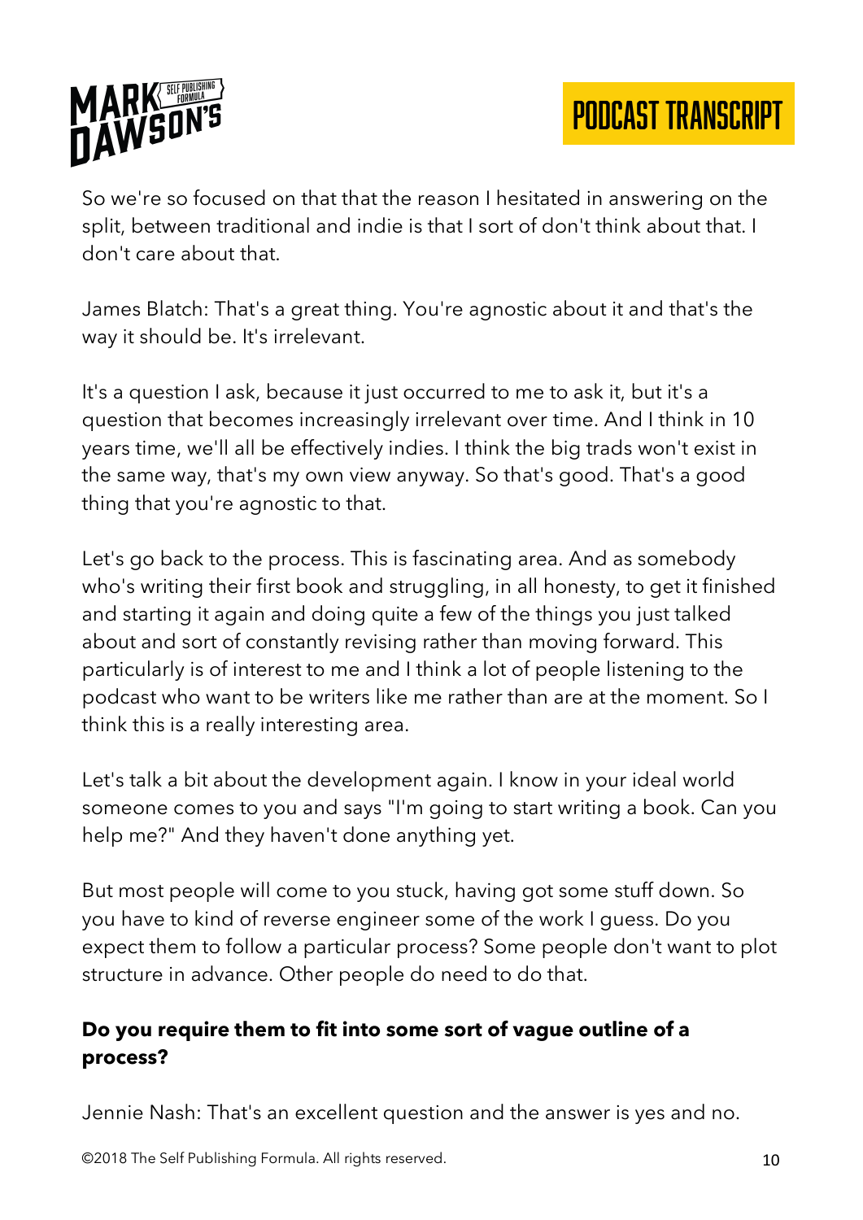So we're so focused on that that the reason I hesitated in answering on the split, between traditional and indie is that I sort of don't think about that. I don't care about that.

James Blatch: That's a great thing. You're agnostic about it and that's the way it should be. It's irrelevant.

It's a question I ask, because it just occurred to me to ask it, but it's a question that becomes increasingly irrelevant over time. And I think in 10 years time, we'll all be effectively indies. I think the big trads won't exist in the same way, that's my own view anyway. So that's good. That's a good thing that you're agnostic to that.

Let's go back to the process. This is fascinating area. And as somebody who's writing their first book and struggling, in all honesty, to get it finished and starting it again and doing quite a few of the things you just talked about and sort of constantly revising rather than moving forward. This particularly is of interest to me and I think a lot of people listening to the podcast who want to be writers like me rather than are at the moment. So I think this is a really interesting area.

Let's talk a bit about the development again. I know in your ideal world someone comes to you and says "I'm going to start writing a book. Can you help me?" And they haven't done anything yet.

But most people will come to you stuck, having got some stuff down. So you have to kind of reverse engineer some of the work I guess. Do you expect them to follow a particular process? Some people don't want to plot structure in advance. Other people do need to do that.

**Do you require them to fit into some sort of vague outline of a process?**

Jennie Nash: That's an excellent question and the answer is yes and no.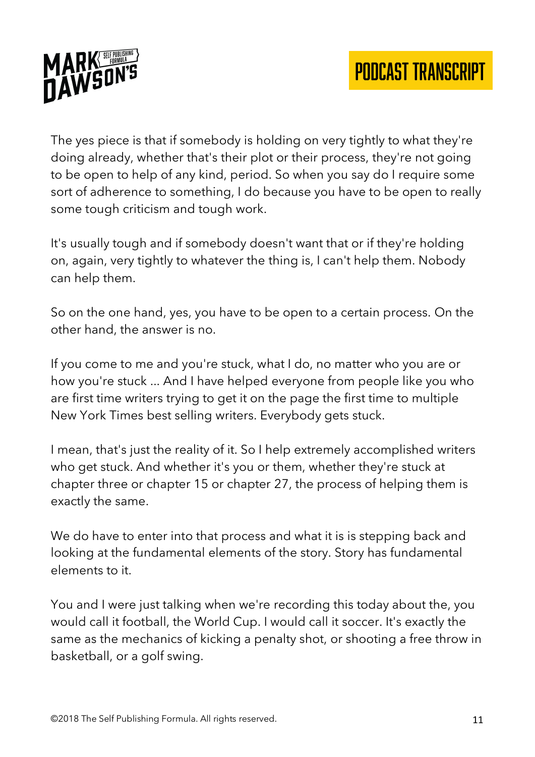The yes piece is that if somebody is holding on very tightly to what they're doing already, whether that's their plot or their process, they're not going to be open to help of any kind, period. So when you say do I require some sort of adherence to something, I do because you have to be open to really some tough criticism and tough work.

It's usually tough and if somebody doesn't want that or if they're holding on, again, very tightly to whatever the thing is, I can't help them. Nobody can help them.

So on the one hand, yes, you have to be open to a certain process. On the other hand, the answer is no.

If you come to me and you're stuck, what I do, no matter who you are or how you're stuck ... And I have helped everyone from people like you who are first time writers trying to get it on the page the first time to multiple New York Times best selling writers. Everybody gets stuck.

I mean, that's just the reality of it. So I help extremely accomplished writers who get stuck. And whether it's you or them, whether they're stuck at chapter three or chapter 15 or chapter 27, the process of helping them is exactly the same.

We do have to enter into that process and what it is is stepping back and looking at the fundamental elements of the story. Story has fundamental elements to it.

You and I were just talking when we're recording this today about the, you would call it football, the World Cup. I would call it soccer. It's exactly the same as the mechanics of kicking a penalty shot, or shooting a free throw in basketball, or a golf swing.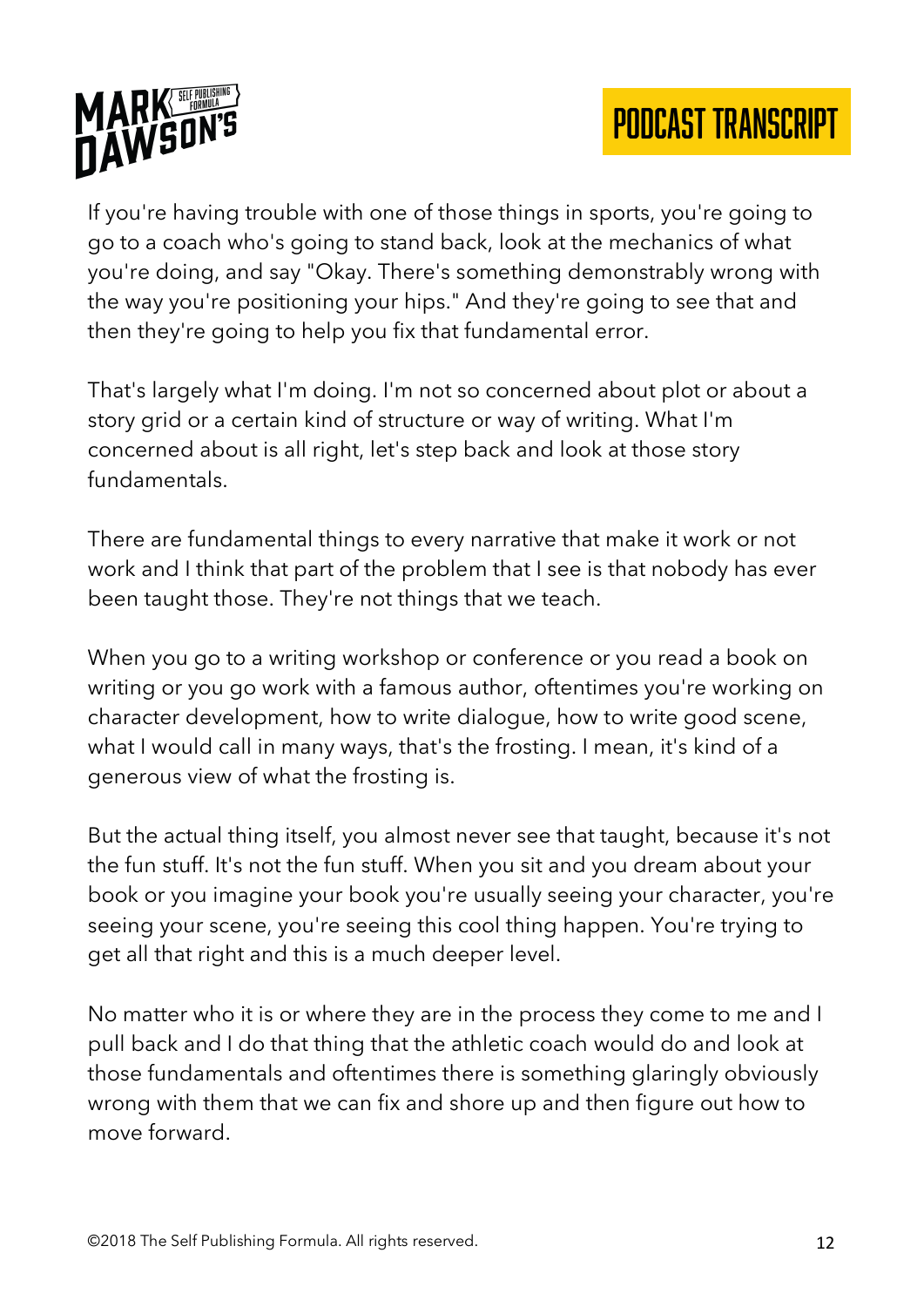If you're having trouble with one of those things in sports, you're going to go to a coach who's going to stand back, look at the mechanics of what you're doing, and say "Okay. There's something demonstrably wrong with the way you're positioning your hips." And they're going to see that and then they're going to help you fix that fundamental error.

That's largely what I'm doing. I'm not so concerned about plot or about a story grid or a certain kind of structure or way of writing. What I'm concerned about is all right, let's step back and look at those story fundamentals.

There are fundamental things to every narrative that make it work or not work and I think that part of the problem that I see is that nobody has ever been taught those. They're not things that we teach.

When you go to a writing workshop or conference or you read a book on writing or you go work with a famous author, oftentimes you're working on character development, how to write dialogue, how to write good scene, what I would call in many ways, that's the frosting. I mean, it's kind of a generous view of what the frosting is.

But the actual thing itself, you almost never see that taught, because it's not the fun stuff. It's not the fun stuff. When you sit and you dream about your book or you imagine your book you're usually seeing your character, you're seeing your scene, you're seeing this cool thing happen. You're trying to get all that right and this is a much deeper level.

No matter who it is or where they are in the process they come to me and I pull back and I do that thing that the athletic coach would do and look at those fundamentals and oftentimes there is something glaringly obviously wrong with them that we can fix and shore up and then figure out how to move forward.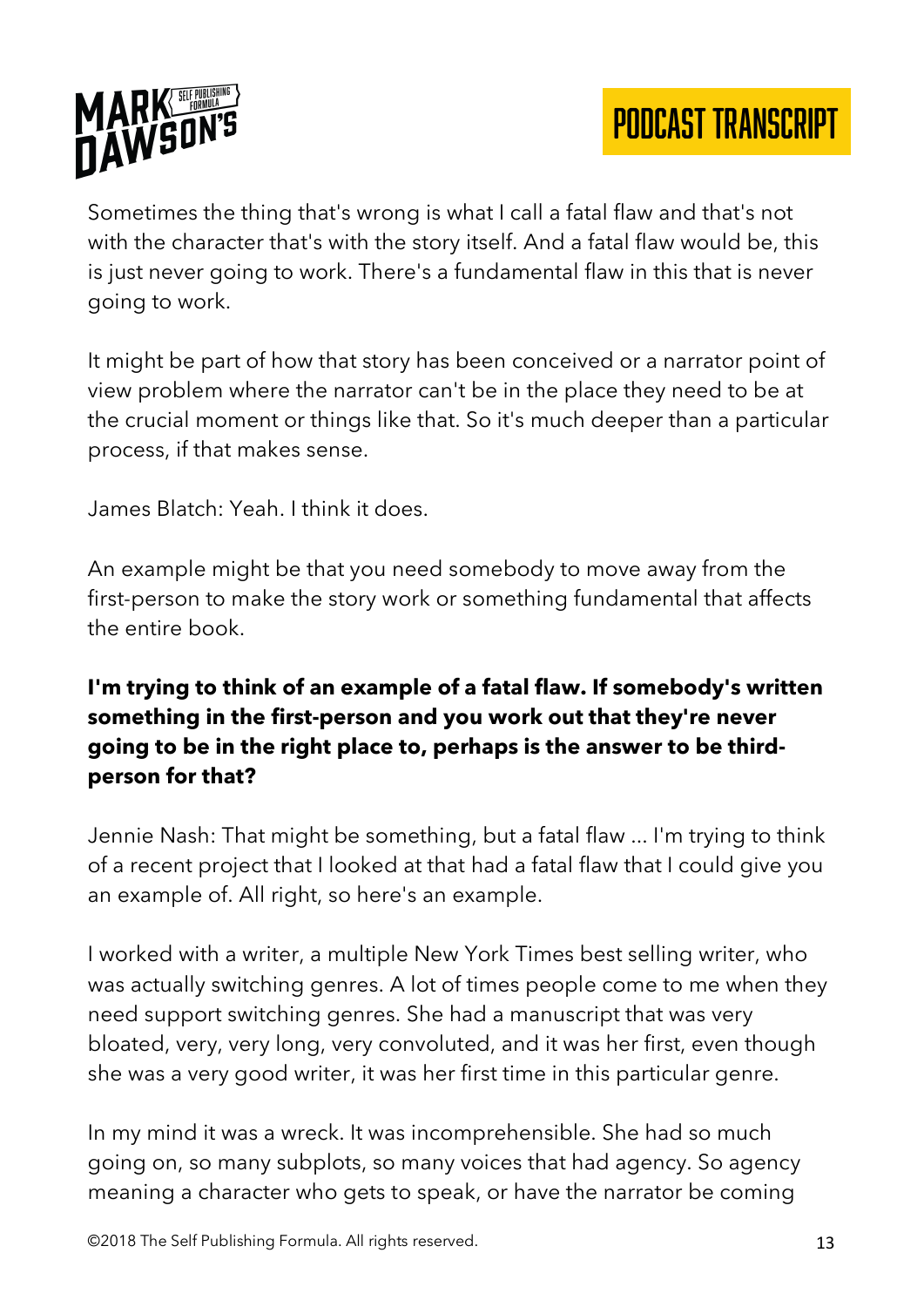Sometimes the thing that's wrong is what I call a fatal flaw and that's not with the character that's with the story itself. And a fatal flaw would be, this is just never going to work. There's a fundamental flaw in this that is never going to work.

It might be part of how that story has been conceived or a narrator point of view problem where the narrator can't be in the place they need to be at the crucial moment or things like that. So it's much deeper than a particular process, if that makes sense.

James Blatch: Yeah. I think it does.

An example might be that you need somebody to move away from the first-person to make the story work or something fundamental that affects the entire book.

**I'm trying to think of an example of a fatal flaw. If somebody's written something in the first-person and you work out that they're never going to be in the right place to, perhaps is the answer to be third-person for that?**

Jennie Nash: That might be something, but a fatal flaw ... I'm trying to think of a recent project that I looked at that had a fatal flaw that I could give you an example of. All right, so here's an example.

I worked with a writer, a multiple New York Times best selling writer, who was actually switching genres. A lot of times people come to me when they need support switching genres. She had a manuscript that was very bloated, very, very long, very convoluted, and it was her first, even though she was a very good writer, it was her first time in this particular genre.

In my mind it was a wreck. It was incomprehensible. She had so much going on, so many subplots, so many voices that had agency. So agency meaning a character who gets to speak, or have the narrator be coming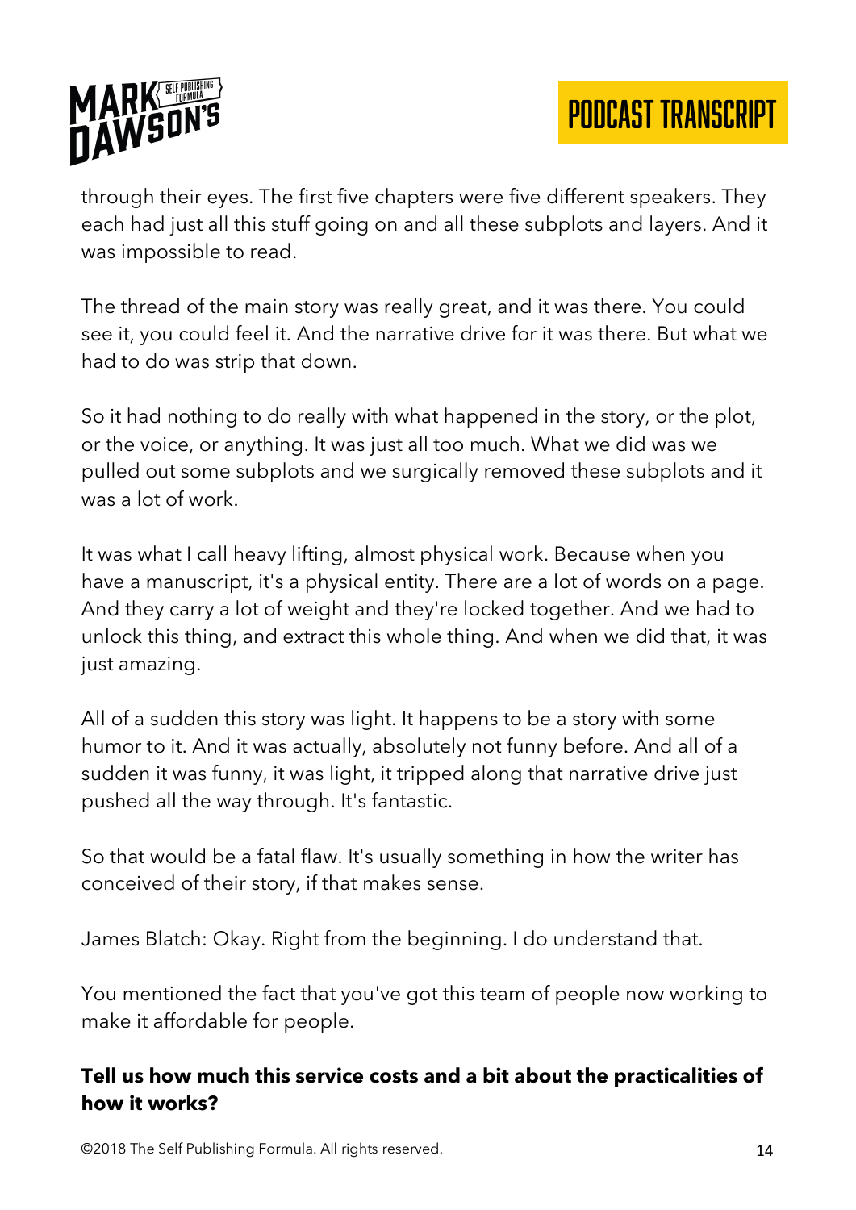through their eyes. The first five chapters were five different speakers. They each had just all this stuff going on and all these subplots and layers. And it was impossible to read.

The thread of the main story was really great, and it was there. You could see it, you could feel it. And the narrative drive for it was there. But what we had to do was strip that down.

So it had nothing to do really with what happened in the story, or the plot, or the voice, or anything. It was just all too much. What we did was we pulled out some subplots and we surgically removed these subplots and it was a lot of work.

It was what I call heavy lifting, almost physical work. Because when you have a manuscript, it's a physical entity. There are a lot of words on a page. And they carry a lot of weight and they're locked together. And we had to unlock this thing, and extract this whole thing. And when we did that, it was just amazing.

All of a sudden this story was light. It happens to be a story with some humor to it. And it was actually, absolutely not funny before. And all of a sudden it was funny, it was light, it tripped along that narrative drive just pushed all the way through. It's fantastic.

So that would be a fatal flaw. It's usually something in how the writer has conceived of their story, if that makes sense.

James Blatch: Okay. Right from the beginning. I do understand that.

You mentioned the fact that you've got this team of people now working to make it affordable for people.

**Tell us how much this service costs and a bit about the practicalities of how it works?**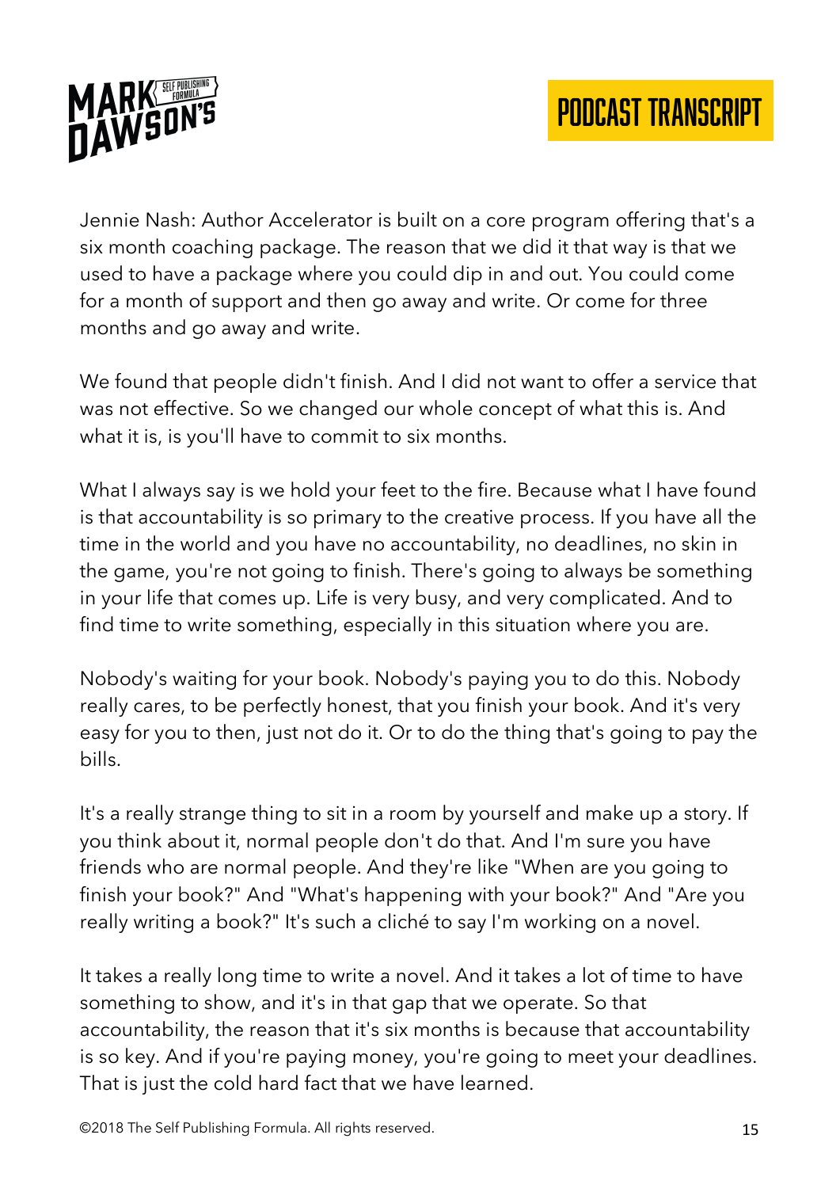Jennie Nash: Author Accelerator is built on a core program offering that's a six month coaching package. The reason that we did it that way is that we used to have a package where you could dip in and out. You could come for a month of support and then go away and write. Or come for three months and go away and write.

We found that people didn't finish. And I did not want to offer a service that was not effective. So we changed our whole concept of what this is. And what it is, is you'll have to commit to six months.

What I always say is we hold your feet to the fire. Because what I have found is that accountability is so primary to the creative process. If you have all the time in the world and you have no accountability, no deadlines, no skin in the game, you're not going to finish. There's going to always be something in your life that comes up. Life is very busy, and very complicated. And to find time to write something, especially in this situation where you are.

Nobody's waiting for your book. Nobody's paying you to do this. Nobody really cares, to be perfectly honest, that you finish your book. And it's very easy for you to then, just not do it. Or to do the thing that's going to pay the bills.

It's a really strange thing to sit in a room by yourself and make up a story. If you think about it, normal people don't do that. And I'm sure you have friends who are normal people. And they're like "When are you going to finish your book?" And "What's happening with your book?" And "Are you really writing a book?" It's such a cliché to say I'm working on a novel.

It takes a really long time to write a novel. And it takes a lot of time to have something to show, and it's in that gap that we operate. So that accountability, the reason that it's six months is because that accountability is so key. And if you're paying money, you're going to meet your deadlines. That is just the cold hard fact that we have learned.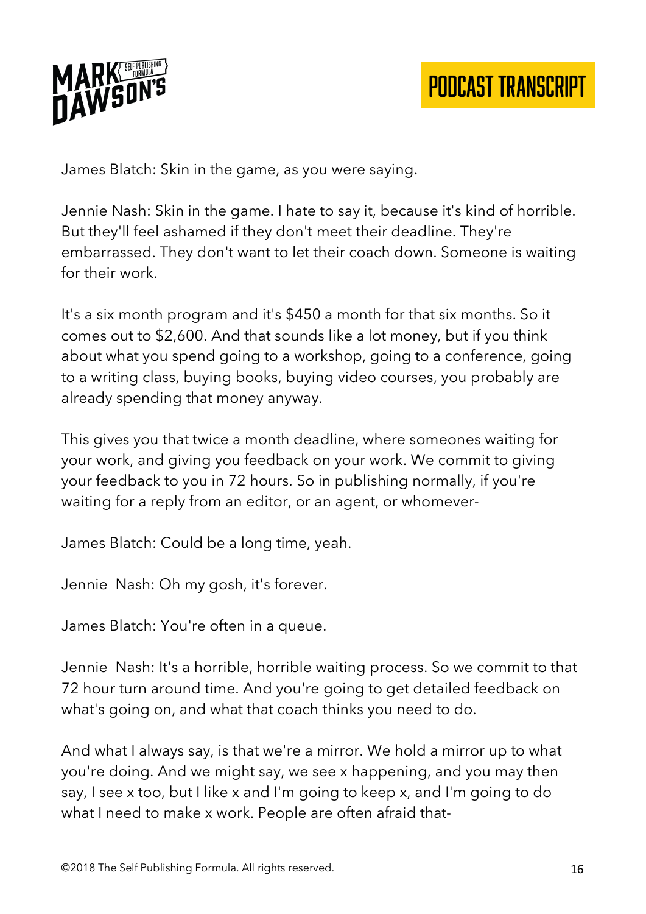James Blatch: Skin in the game, as you were saying.

Jennie Nash: Skin in the game. I hate to say it, because it's kind of horrible. But they'll feel ashamed if they don't meet their deadline. They're embarrassed. They don't want to let their coach down. Someone is waiting for their work.

It's a six month program and it's $450 a month for that six months. So it comes out to $2,600. And that sounds like a lot money, but if you think about what you spend going to a workshop, going to a conference, going to a writing class, buying books, buying video courses, you probably are already spending that money anyway.

This gives you that twice a month deadline, where someones waiting for your work, and giving you feedback on your work. We commit to giving your feedback to you in 72 hours. So in publishing normally, if you're waiting for a reply from an editor, or an agent, or whomever-

James Blatch: Could be a long time, yeah.

Jennie Nash: Oh my gosh, it's forever.

James Blatch: You're often in a queue.

Jennie Nash: It's a horrible, horrible waiting process. So we commit to that 72 hour turn around time. And you're going to get detailed feedback on what's going on, and what that coach thinks you need to do.

And what I always say, is that we're a mirror. We hold a mirror up to what you're doing. And we might say, we see x happening, and you may then say, I see x too, but I like x and I'm going to keep x, and I'm going to do what I need to make x work. People are often afraid that-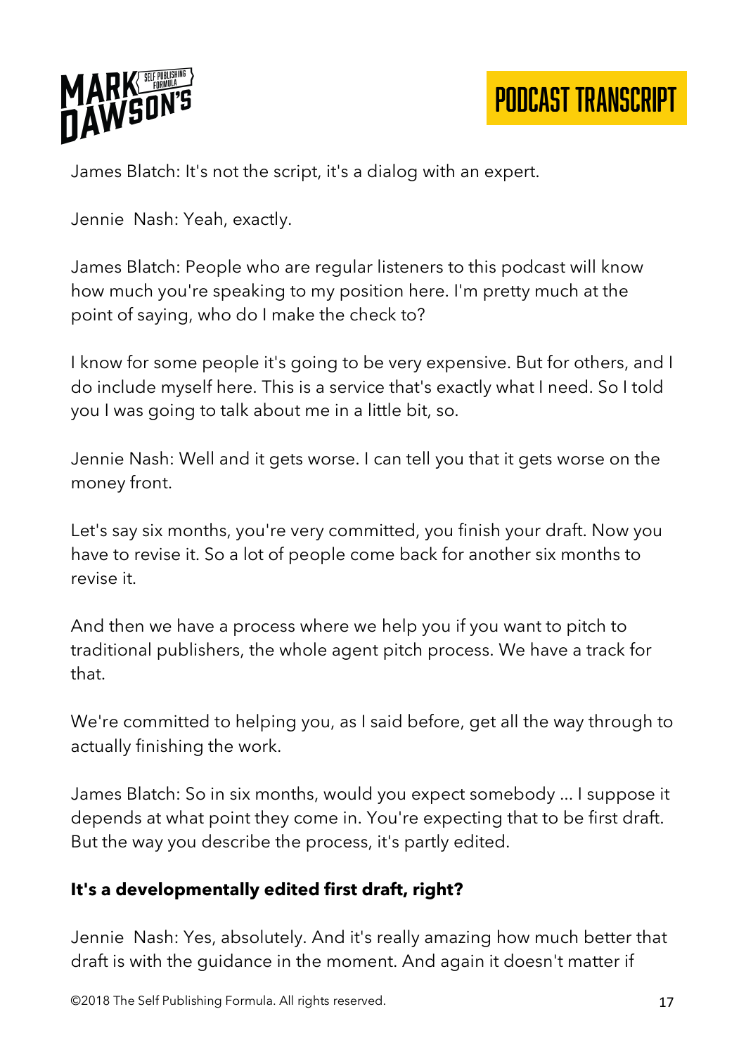James Blatch: It's not the script, it's a dialog with an expert.

Jennie  Nash: Yeah, exactly.

James Blatch: People who are regular listeners to this podcast will know how much you're speaking to my position here. I'm pretty much at the point of saying, who do I make the check to?

I know for some people it's going to be very expensive. But for others, and I do include myself here. This is a service that's exactly what I need. So I told you I was going to talk about me in a little bit, so.

Jennie Nash: Well and it gets worse. I can tell you that it gets worse on the money front.

Let's say six months, you're very committed, you finish your draft. Now you have to revise it. So a lot of people come back for another six months to revise it.

And then we have a process where we help you if you want to pitch to traditional publishers, the whole agent pitch process. We have a track for that.

We're committed to helping you, as I said before, get all the way through to actually finishing the work.

James Blatch: So in six months, would you expect somebody ... I suppose it depends at what point they come in. You're expecting that to be first draft. But the way you describe the process, it's partly edited.

**It's a developmentally edited first draft, right?**

Jennie  Nash: Yes, absolutely. And it's really amazing how much better that draft is with the guidance in the moment. And again it doesn't matter if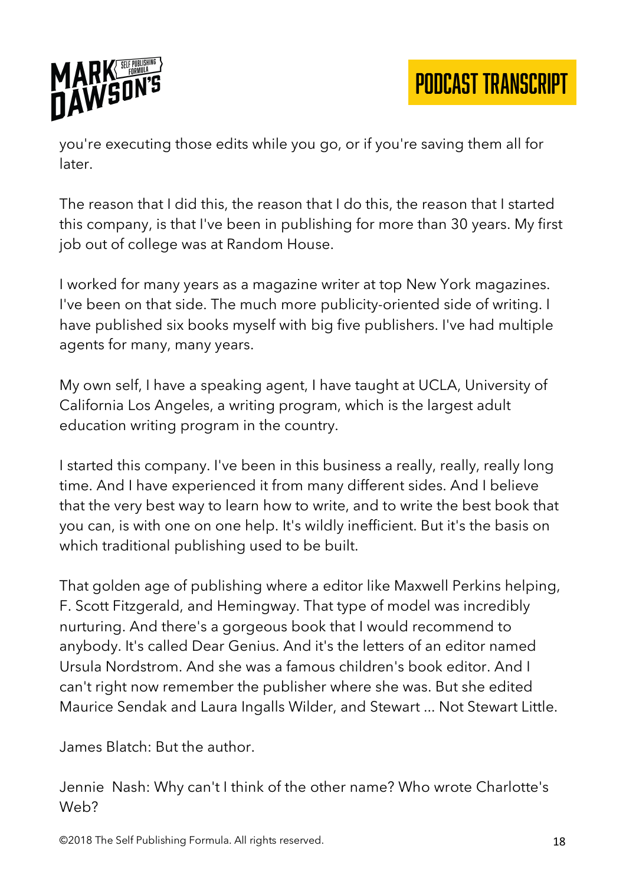you're executing those edits while you go, or if you're saving them all for later.

The reason that I did this, the reason that I do this, the reason that I started this company, is that I've been in publishing for more than 30 years. My first job out of college was at Random House.

I worked for many years as a magazine writer at top New York magazines. I've been on that side. The much more publicity-oriented side of writing. I have published six books myself with big five publishers. I've had multiple agents for many, many years.

My own self, I have a speaking agent, I have taught at UCLA, University of California Los Angeles, a writing program, which is the largest adult education writing program in the country.

I started this company. I've been in this business a really, really, really long time. And I have experienced it from many different sides. And I believe that the very best way to learn how to write, and to write the best book that you can, is with one on one help. It's wildly inefficient. But it's the basis on which traditional publishing used to be built.

That golden age of publishing where a editor like Maxwell Perkins helping, F. Scott Fitzgerald, and Hemingway. That type of model was incredibly nurturing. And there's a gorgeous book that I would recommend to anybody. It's called Dear Genius. And it's the letters of an editor named Ursula Nordstrom. And she was a famous children's book editor. And I can't right now remember the publisher where she was. But she edited Maurice Sendak and Laura Ingalls Wilder, and Stewart ... Not Stewart Little.

James Blatch: But the author.

Jennie Nash: Why can't I think of the other name? Who wrote Charlotte's Web?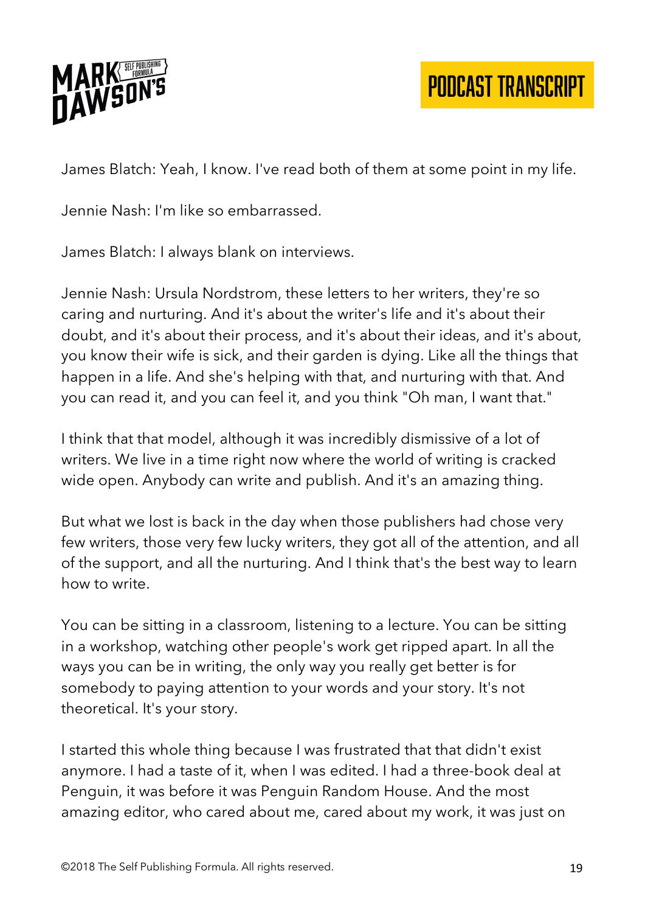James Blatch: Yeah, I know. I've read both of them at some point in my life.

Jennie Nash: I'm like so embarrassed.

James Blatch: I always blank on interviews.

Jennie Nash: Ursula Nordstrom, these letters to her writers, they're so caring and nurturing. And it's about the writer's life and it's about their doubt, and it's about their process, and it's about their ideas, and it's about, you know their wife is sick, and their garden is dying. Like all the things that happen in a life. And she's helping with that, and nurturing with that. And you can read it, and you can feel it, and you think "Oh man, I want that."

I think that that model, although it was incredibly dismissive of a lot of writers. We live in a time right now where the world of writing is cracked wide open. Anybody can write and publish. And it's an amazing thing.

But what we lost is back in the day when those publishers had chose very few writers, those very few lucky writers, they got all of the attention, and all of the support, and all the nurturing. And I think that's the best way to learn how to write.

You can be sitting in a classroom, listening to a lecture. You can be sitting in a workshop, watching other people's work get ripped apart. In all the ways you can be in writing, the only way you really get better is for somebody to paying attention to your words and your story. It's not theoretical. It's your story.

I started this whole thing because I was frustrated that that didn't exist anymore. I had a taste of it, when I was edited. I had a three-book deal at Penguin, it was before it was Penguin Random House. And the most amazing editor, who cared about me, cared about my work, it was just on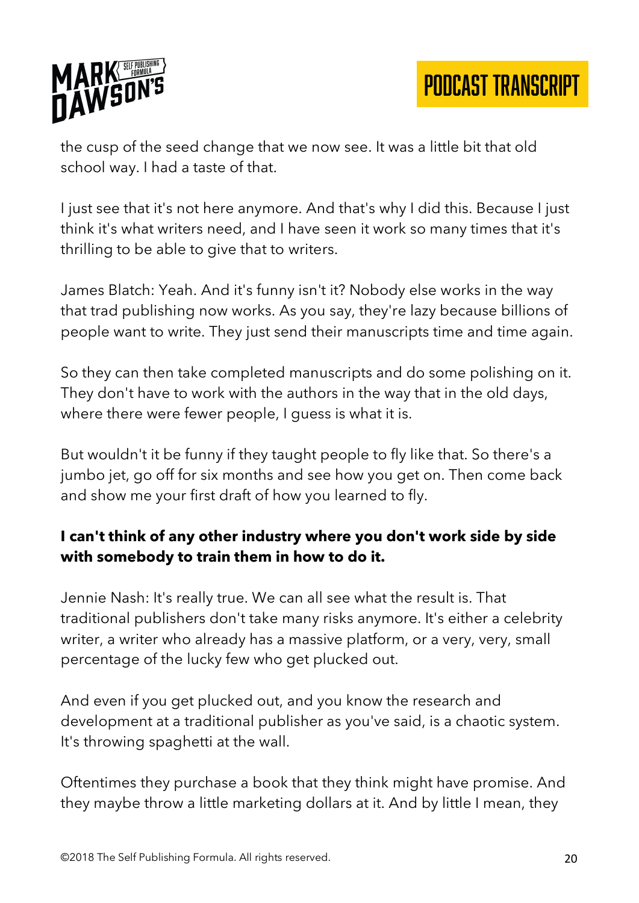the cusp of the seed change that we now see. It was a little bit that old school way. I had a taste of that.

I just see that it's not here anymore. And that's why I did this. Because I just think it's what writers need, and I have seen it work so many times that it's thrilling to be able to give that to writers.

James Blatch: Yeah. And it's funny isn't it? Nobody else works in the way that trad publishing now works. As you say, they're lazy because billions of people want to write. They just send their manuscripts time and time again.

So they can then take completed manuscripts and do some polishing on it. They don't have to work with the authors in the way that in the old days, where there were fewer people, I guess is what it is.

But wouldn't it be funny if they taught people to fly like that. So there's a jumbo jet, go off for six months and see how you get on. Then come back and show me your first draft of how you learned to fly.

**I can't think of any other industry where you don't work side by side with somebody to train them in how to do it.**

Jennie Nash: It's really true. We can all see what the result is. That traditional publishers don't take many risks anymore. It's either a celebrity writer, a writer who already has a massive platform, or a very, very, small percentage of the lucky few who get plucked out.

And even if you get plucked out, and you know the research and development at a traditional publisher as you've said, is a chaotic system. It's throwing spaghetti at the wall.

Oftentimes they purchase a book that they think might have promise. And they maybe throw a little marketing dollars at it. And by little I mean, they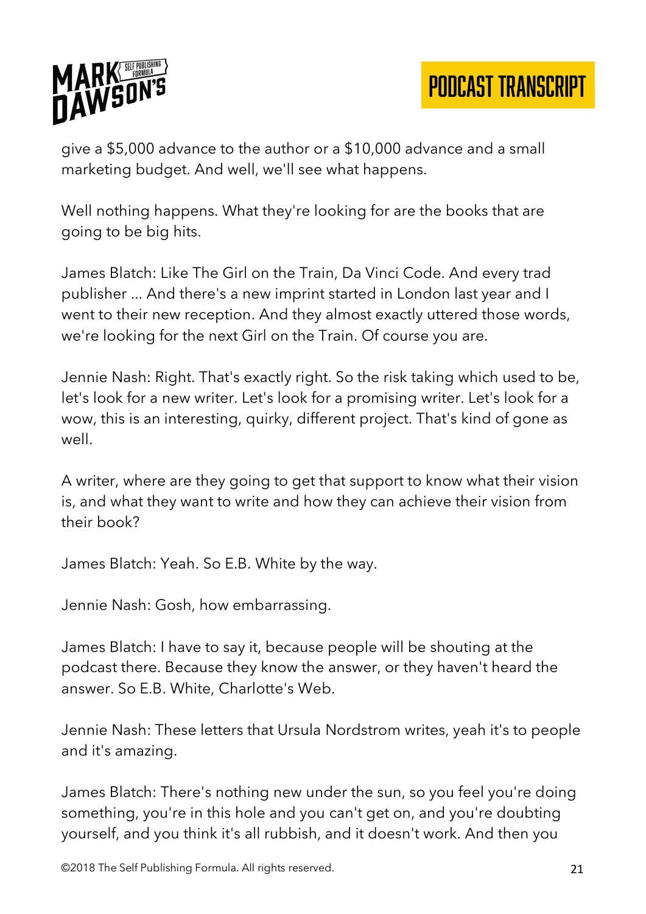give a $5,000 advance to the author or a $10,000 advance and a small marketing budget. And well, we'll see what happens.

Well nothing happens. What they're looking for are the books that are going to be big hits.

James Blatch: Like The Girl on the Train, Da Vinci Code. And every trad publisher ... And there's a new imprint started in London last year and I went to their new reception. And they almost exactly uttered those words, we're looking for the next Girl on the Train. Of course you are.

Jennie Nash: Right. That's exactly right. So the risk taking which used to be, let's look for a new writer. Let's look for a promising writer. Let's look for a wow, this is an interesting, quirky, different project. That's kind of gone as well.

A writer, where are they going to get that support to know what their vision is, and what they want to write and how they can achieve their vision from their book?

James Blatch: Yeah. So E.B. White by the way.

Jennie Nash: Gosh, how embarrassing.

James Blatch: I have to say it, because people will be shouting at the podcast there. Because they know the answer, or they haven't heard the answer. So E.B. White, Charlotte's Web.

Jennie Nash: These letters that Ursula Nordstrom writes, yeah it's to people and it's amazing.

James Blatch: There's nothing new under the sun, so you feel you're doing something, you're in this hole and you can't get on, and you're doubting yourself, and you think it's all rubbish, and it doesn't work. And then you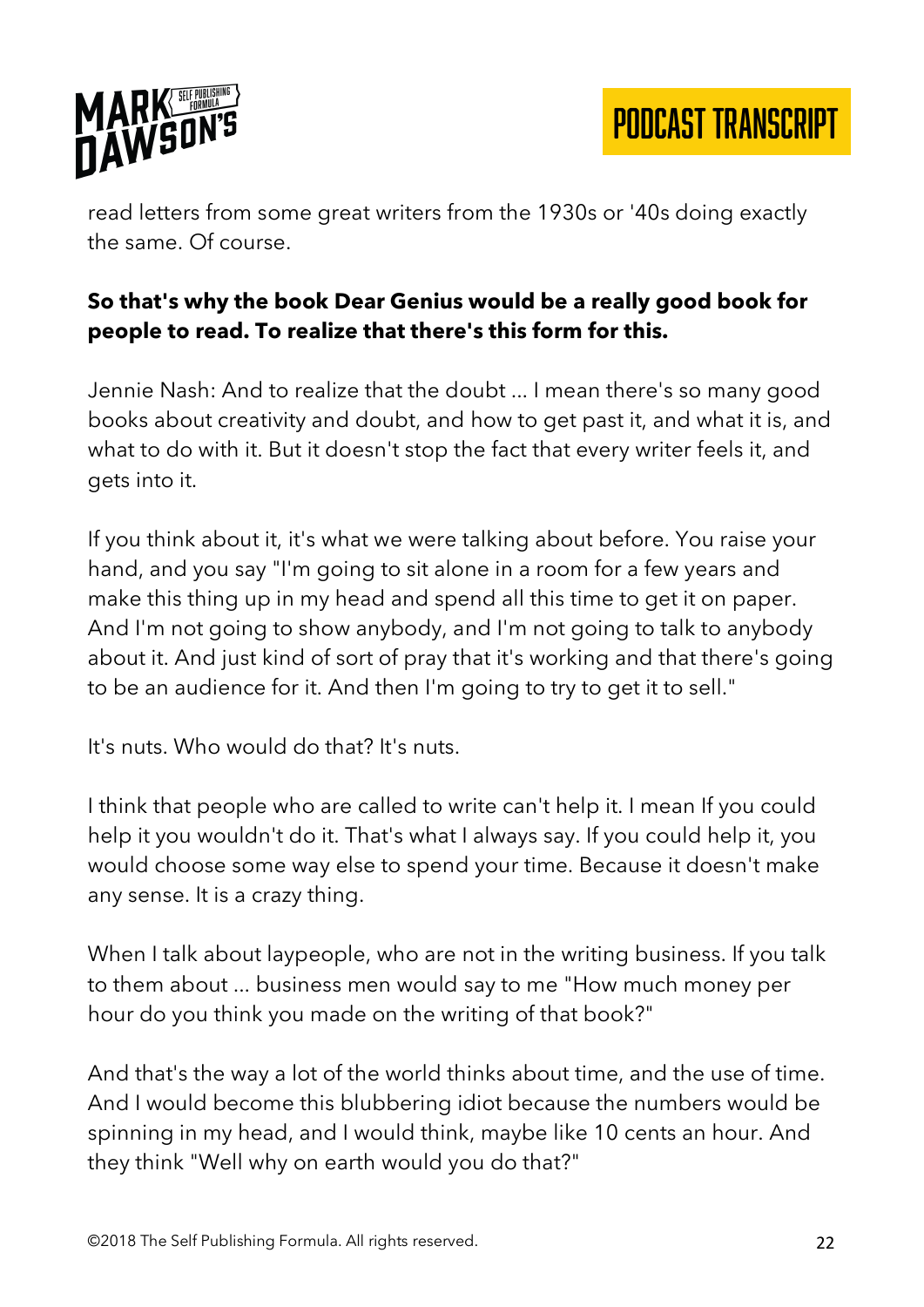read letters from some great writers from the 1930s or '40s doing exactly the same. Of course.

**So that's why the book Dear Genius would be a really good book for people to read. To realize that there's this form for this.**

Jennie Nash: And to realize that the doubt ... I mean there's so many good books about creativity and doubt, and how to get past it, and what it is, and what to do with it. But it doesn't stop the fact that every writer feels it, and gets into it.

If you think about it, it's what we were talking about before. You raise your hand, and you say "I'm going to sit alone in a room for a few years and make this thing up in my head and spend all this time to get it on paper. And I'm not going to show anybody, and I'm not going to talk to anybody about it. And just kind of sort of pray that it's working and that there's going to be an audience for it. And then I'm going to try to get it to sell."

It's nuts. Who would do that? It's nuts.

I think that people who are called to write can't help it. I mean If you could help it you wouldn't do it. That's what I always say. If you could help it, you would choose some way else to spend your time. Because it doesn't make any sense. It is a crazy thing.

When I talk about laypeople, who are not in the writing business. If you talk to them about ... business men would say to me "How much money per hour do you think you made on the writing of that book?"

And that's the way a lot of the world thinks about time, and the use of time. And I would become this blubbering idiot because the numbers would be spinning in my head, and I would think, maybe like 10 cents an hour. And they think "Well why on earth would you do that?"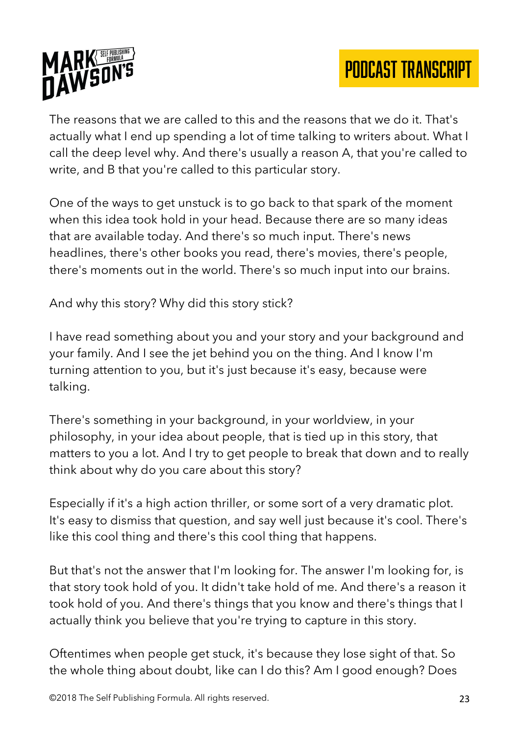The reasons that we are called to this and the reasons that we do it. That's actually what I end up spending a lot of time talking to writers about. What I call the deep level why. And there's usually a reason A, that you're called to write, and B that you're called to this particular story.

One of the ways to get unstuck is to go back to that spark of the moment when this idea took hold in your head. Because there are so many ideas that are available today. And there's so much input. There's news headlines, there's other books you read, there's movies, there's people, there's moments out in the world. There's so much input into our brains.

And why this story? Why did this story stick?

I have read something about you and your story and your background and your family. And I see the jet behind you on the thing. And I know I'm turning attention to you, but it's just because it's easy, because were talking.

There's something in your background, in your worldview, in your philosophy, in your idea about people, that is tied up in this story, that matters to you a lot. And I try to get people to break that down and to really think about why do you care about this story?

Especially if it's a high action thriller, or some sort of a very dramatic plot. It's easy to dismiss that question, and say well just because it's cool. There's like this cool thing and there's this cool thing that happens.

But that's not the answer that I'm looking for. The answer I'm looking for, is that story took hold of you. It didn't take hold of me. And there's a reason it took hold of you. And there's things that you know and there's things that I actually think you believe that you're trying to capture in this story.

Oftentimes when people get stuck, it's because they lose sight of that. So the whole thing about doubt, like can I do this? Am I good enough? Does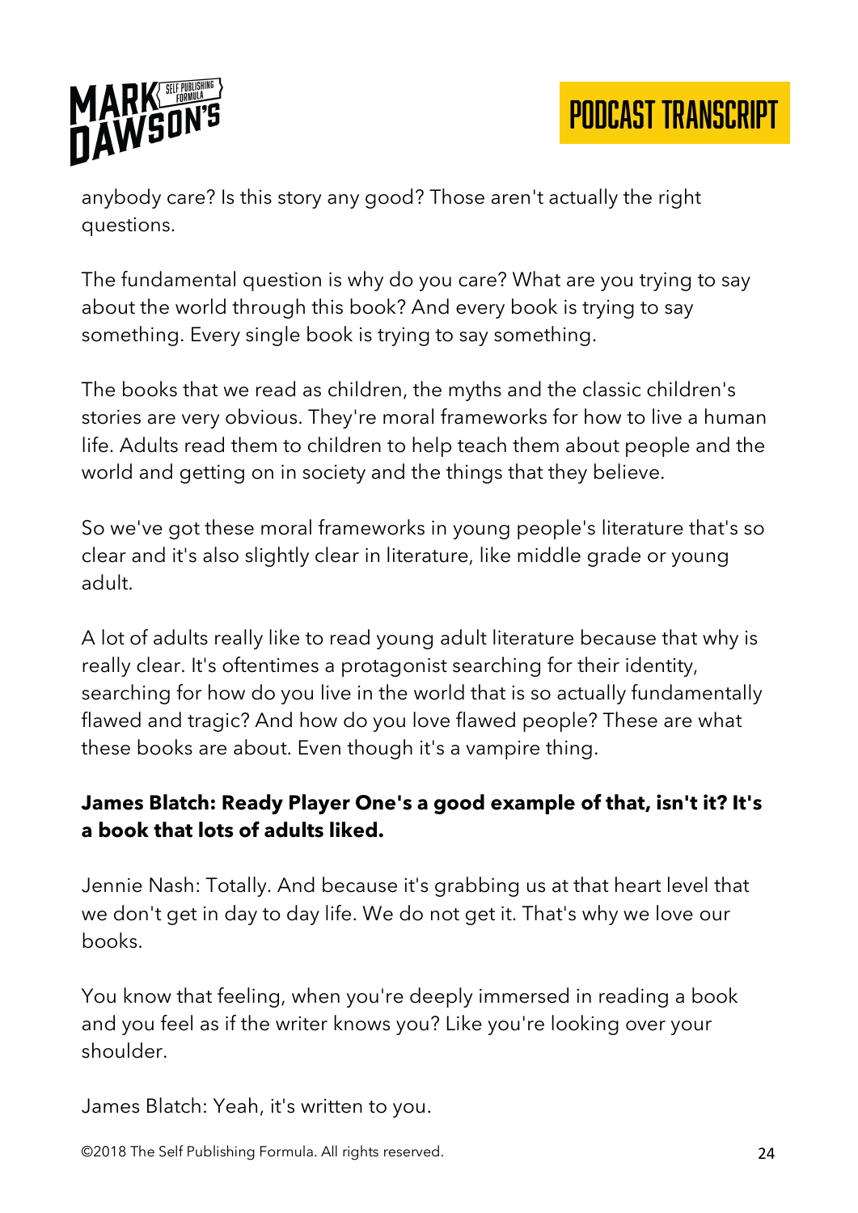anybody care? Is this story any good? Those aren't actually the right questions.

The fundamental question is why do you care? What are you trying to say about the world through this book? And every book is trying to say something. Every single book is trying to say something.

The books that we read as children, the myths and the classic children's stories are very obvious. They're moral frameworks for how to live a human life. Adults read them to children to help teach them about people and the world and getting on in society and the things that they believe.

So we've got these moral frameworks in young people's literature that's so clear and it's also slightly clear in literature, like middle grade or young adult.

A lot of adults really like to read young adult literature because that why is really clear. It's oftentimes a protagonist searching for their identity, searching for how do you live in the world that is so actually fundamentally flawed and tragic? And how do you love flawed people? These are what these books are about. Even though it's a vampire thing.

**James Blatch: Ready Player One's a good example of that, isn't it? It's a book that lots of adults liked.**

Jennie Nash: Totally. And because it's grabbing us at that heart level that we don't get in day to day life. We do not get it. That's why we love our books.

You know that feeling, when you're deeply immersed in reading a book and you feel as if the writer knows you? Like you're looking over your shoulder.

James Blatch: Yeah, it's written to you.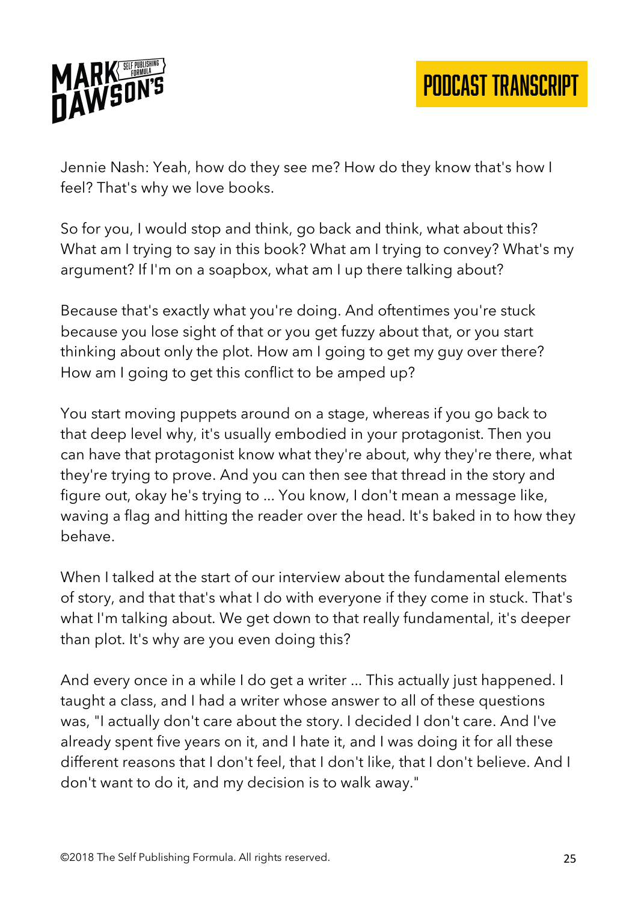Jennie Nash: Yeah, how do they see me? How do they know that's how I feel? That's why we love books.

So for you, I would stop and think, go back and think, what about this? What am I trying to say in this book? What am I trying to convey? What's my argument? If I'm on a soapbox, what am I up there talking about?

Because that's exactly what you're doing. And oftentimes you're stuck because you lose sight of that or you get fuzzy about that, or you start thinking about only the plot. How am I going to get my guy over there? How am I going to get this conflict to be amped up?

You start moving puppets around on a stage, whereas if you go back to that deep level why, it's usually embodied in your protagonist. Then you can have that protagonist know what they're about, why they're there, what they're trying to prove. And you can then see that thread in the story and figure out, okay he's trying to ... You know, I don't mean a message like, waving a flag and hitting the reader over the head. It's baked in to how they behave.

When I talked at the start of our interview about the fundamental elements of story, and that that's what I do with everyone if they come in stuck. That's what I'm talking about. We get down to that really fundamental, it's deeper than plot. It's why are you even doing this?

And every once in a while I do get a writer ... This actually just happened. I taught a class, and I had a writer whose answer to all of these questions was, "I actually don't care about the story. I decided I don't care. And I've already spent five years on it, and I hate it, and I was doing it for all these different reasons that I don't feel, that I don't like, that I don't believe. And I don't want to do it, and my decision is to walk away."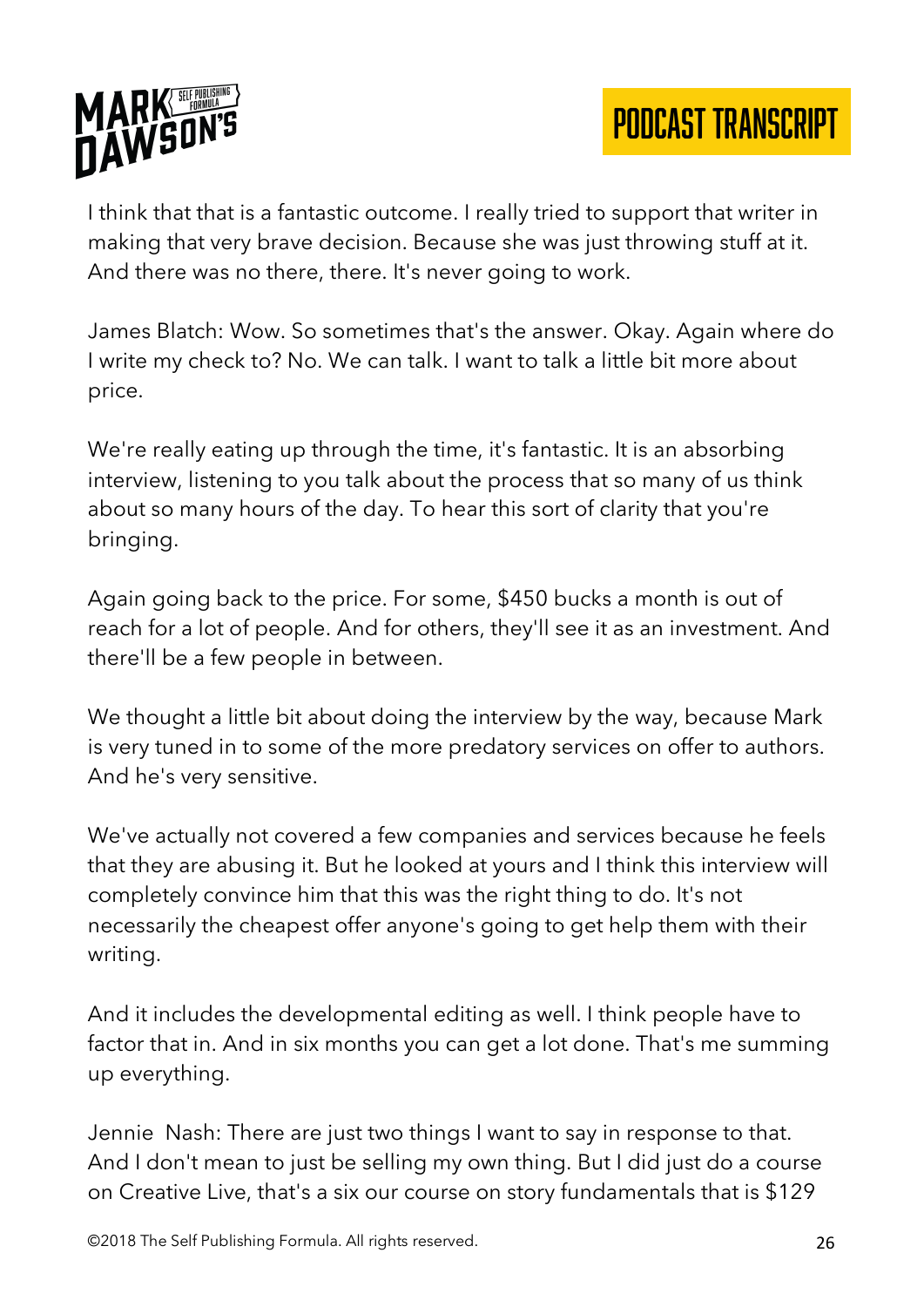I think that that is a fantastic outcome. I really tried to support that writer in making that very brave decision. Because she was just throwing stuff at it. And there was no there, there. It's never going to work.

James Blatch: Wow. So sometimes that's the answer. Okay. Again where do I write my check to? No. We can talk. I want to talk a little bit more about price.

We're really eating up through the time, it's fantastic. It is an absorbing interview, listening to you talk about the process that so many of us think about so many hours of the day. To hear this sort of clarity that you're bringing.

Again going back to the price. For some, $450 bucks a month is out of reach for a lot of people. And for others, they'll see it as an investment. And there'll be a few people in between.

We thought a little bit about doing the interview by the way, because Mark is very tuned in to some of the more predatory services on offer to authors. And he's very sensitive.

We've actually not covered a few companies and services because he feels that they are abusing it. But he looked at yours and I think this interview will completely convince him that this was the right thing to do. It's not necessarily the cheapest offer anyone's going to get help them with their writing.

And it includes the developmental editing as well. I think people have to factor that in. And in six months you can get a lot done. That's me summing up everything.

Jennie Nash: There are just two things I want to say in response to that. And I don't mean to just be selling my own thing. But I did just do a course on Creative Live, that's a six our course on story fundamentals that is $129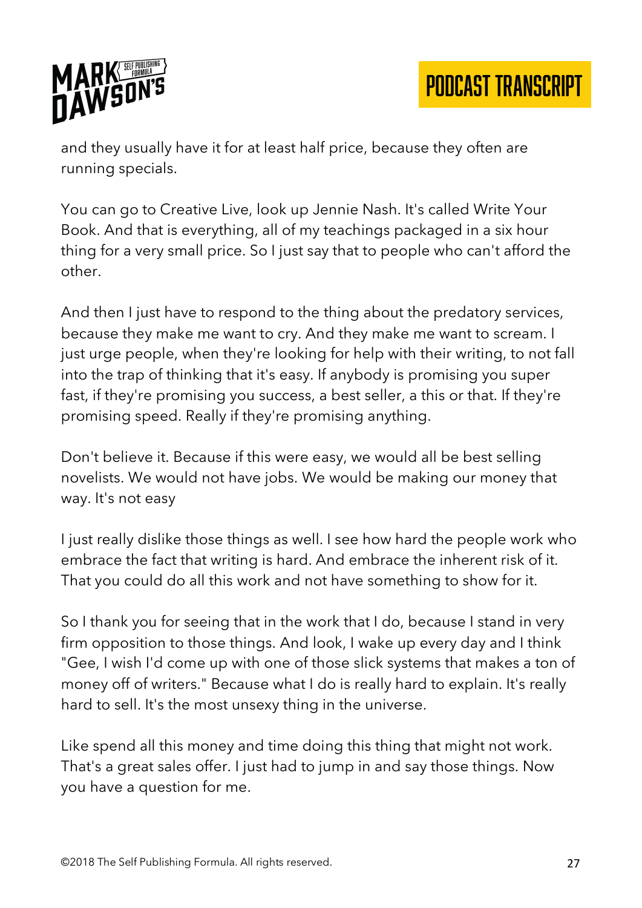and they usually have it for at least half price, because they often are running specials.

You can go to Creative Live, look up Jennie Nash. It's called Write Your Book. And that is everything, all of my teachings packaged in a six hour thing for a very small price. So I just say that to people who can't afford the other.

And then I just have to respond to the thing about the predatory services, because they make me want to cry. And they make me want to scream. I just urge people, when they're looking for help with their writing, to not fall into the trap of thinking that it's easy. If anybody is promising you super fast, if they're promising you success, a best seller, a this or that. If they're promising speed. Really if they're promising anything.

Don't believe it. Because if this were easy, we would all be best selling novelists. We would not have jobs. We would be making our money that way. It's not easy

I just really dislike those things as well. I see how hard the people work who embrace the fact that writing is hard. And embrace the inherent risk of it. That you could do all this work and not have something to show for it.

So I thank you for seeing that in the work that I do, because I stand in very firm opposition to those things. And look, I wake up every day and I think "Gee, I wish I'd come up with one of those slick systems that makes a ton of money off of writers." Because what I do is really hard to explain. It's really hard to sell. It's the most unsexy thing in the universe.

Like spend all this money and time doing this thing that might not work. That's a great sales offer. I just had to jump in and say those things. Now you have a question for me.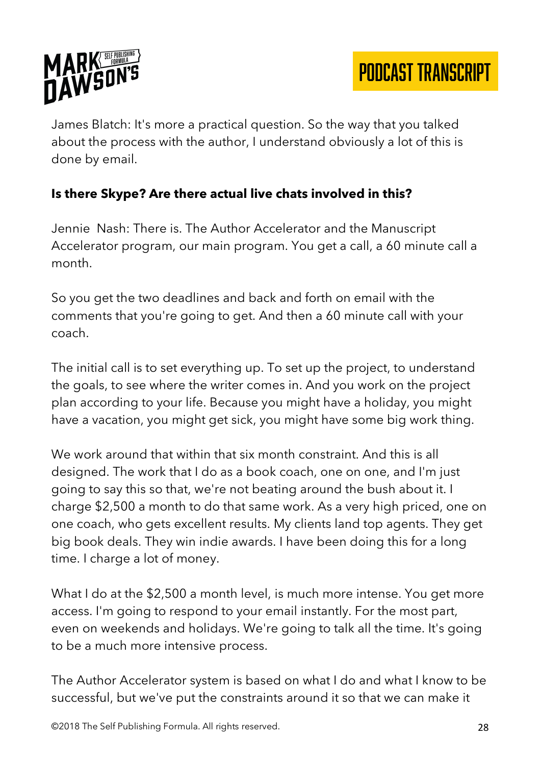James Blatch: It's more a practical question. So the way that you talked about the process with the author, I understand obviously a lot of this is done by email.

**Is there Skype? Are there actual live chats involved in this?**

Jennie Nash: There is. The Author Accelerator and the Manuscript Accelerator program, our main program. You get a call, a 60 minute call a month.

So you get the two deadlines and back and forth on email with the comments that you're going to get. And then a 60 minute call with your coach.

The initial call is to set everything up. To set up the project, to understand the goals, to see where the writer comes in. And you work on the project plan according to your life. Because you might have a holiday, you might have a vacation, you might get sick, you might have some big work thing.

We work around that within that six month constraint. And this is all designed. The work that I do as a book coach, one on one, and I'm just going to say this so that, we're not beating around the bush about it. I charge $2,500 a month to do that same work. As a very high priced, one on one coach, who gets excellent results. My clients land top agents. They get big book deals. They win indie awards. I have been doing this for a long time. I charge a lot of money.

What I do at the $2,500 a month level, is much more intense. You get more access. I'm going to respond to your email instantly. For the most part, even on weekends and holidays. We're going to talk all the time. It's going to be a much more intensive process.

The Author Accelerator system is based on what I do and what I know to be successful, but we've put the constraints around it so that we can make it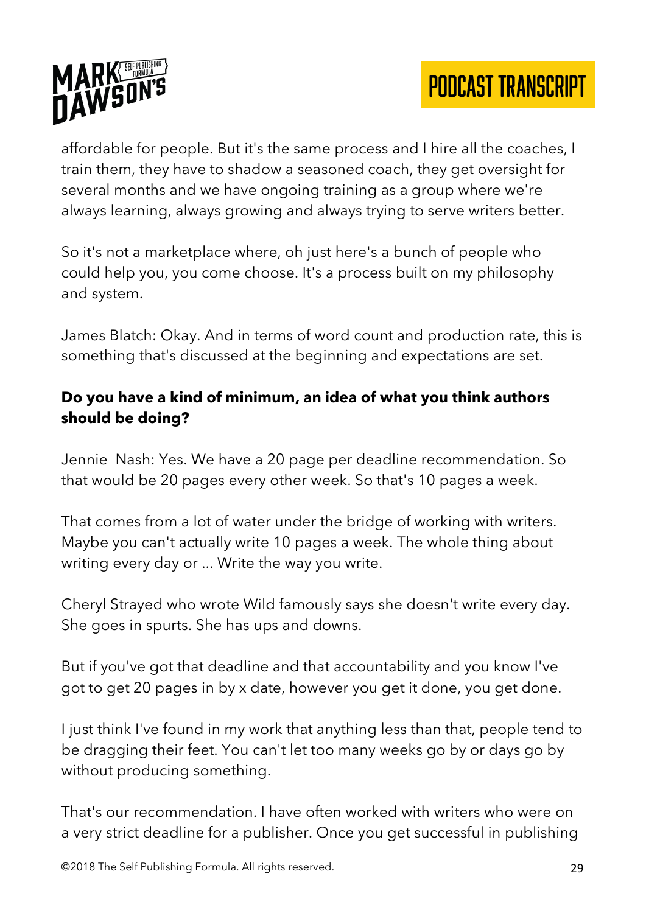affordable for people. But it's the same process and I hire all the coaches, I train them, they have to shadow a seasoned coach, they get oversight for several months and we have ongoing training as a group where we're always learning, always growing and always trying to serve writers better.

So it's not a marketplace where, oh just here's a bunch of people who could help you, you come choose. It's a process built on my philosophy and system.

James Blatch: Okay. And in terms of word count and production rate, this is something that's discussed at the beginning and expectations are set.

**Do you have a kind of minimum, an idea of what you think authors should be doing?**

Jennie Nash: Yes. We have a 20 page per deadline recommendation. So that would be 20 pages every other week. So that's 10 pages a week.

That comes from a lot of water under the bridge of working with writers. Maybe you can't actually write 10 pages a week. The whole thing about writing every day or ... Write the way you write.

Cheryl Strayed who wrote Wild famously says she doesn't write every day. She goes in spurts. She has ups and downs.

But if you've got that deadline and that accountability and you know I've got to get 20 pages in by x date, however you get it done, you get done.

I just think I've found in my work that anything less than that, people tend to be dragging their feet. You can't let too many weeks go by or days go by without producing something.

That's our recommendation. I have often worked with writers who were on a very strict deadline for a publisher. Once you get successful in publishing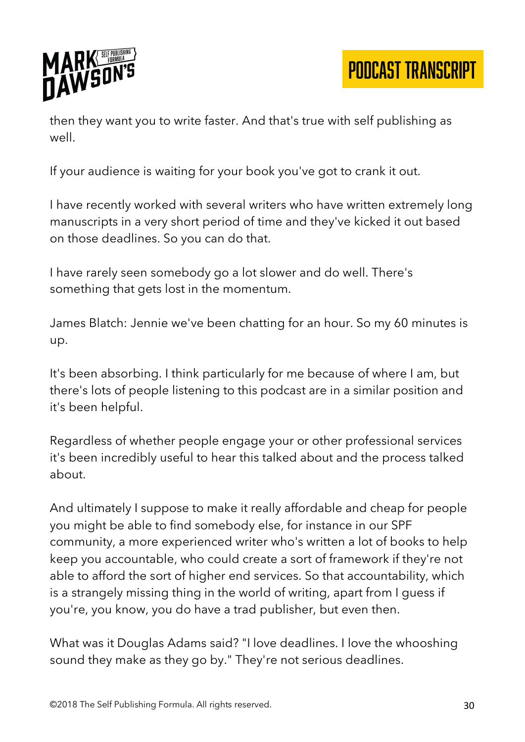then they want you to write faster. And that's true with self publishing as well.

If your audience is waiting for your book you've got to crank it out.

I have recently worked with several writers who have written extremely long manuscripts in a very short period of time and they've kicked it out based on those deadlines. So you can do that.

I have rarely seen somebody go a lot slower and do well. There's something that gets lost in the momentum.

James Blatch: Jennie we've been chatting for an hour. So my 60 minutes is up.

It's been absorbing. I think particularly for me because of where I am, but there's lots of people listening to this podcast are in a similar position and it's been helpful.

Regardless of whether people engage your or other professional services it's been incredibly useful to hear this talked about and the process talked about.

And ultimately I suppose to make it really affordable and cheap for people you might be able to find somebody else, for instance in our SPF community, a more experienced writer who's written a lot of books to help keep you accountable, who could create a sort of framework if they're not able to afford the sort of higher end services. So that accountability, which is a strangely missing thing in the world of writing, apart from I guess if you're, you know, you do have a trad publisher, but even then.

What was it Douglas Adams said? "I love deadlines. I love the whooshing sound they make as they go by." They're not serious deadlines.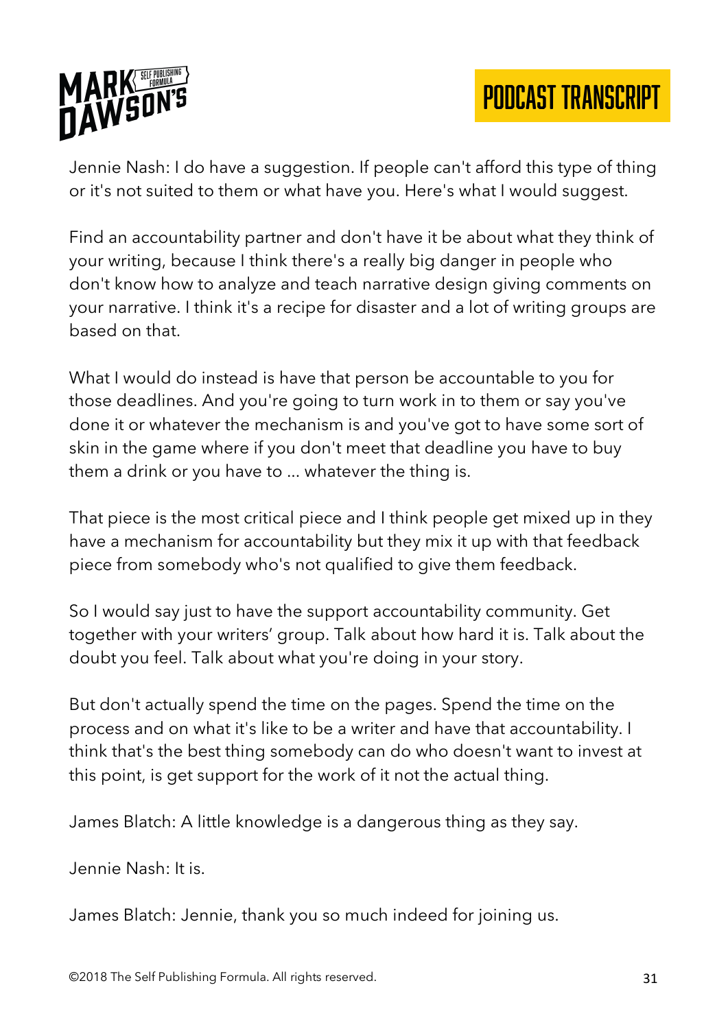Jennie Nash: I do have a suggestion. If people can't afford this type of thing or it's not suited to them or what have you. Here's what I would suggest.

Find an accountability partner and don't have it be about what they think of your writing, because I think there's a really big danger in people who don't know how to analyze and teach narrative design giving comments on your narrative. I think it's a recipe for disaster and a lot of writing groups are based on that.

What I would do instead is have that person be accountable to you for those deadlines. And you're going to turn work in to them or say you've done it or whatever the mechanism is and you've got to have some sort of skin in the game where if you don't meet that deadline you have to buy them a drink or you have to ... whatever the thing is.

That piece is the most critical piece and I think people get mixed up in they have a mechanism for accountability but they mix it up with that feedback piece from somebody who's not qualified to give them feedback.

So I would say just to have the support accountability community. Get together with your writers' group. Talk about how hard it is. Talk about the doubt you feel. Talk about what you're doing in your story.

But don't actually spend the time on the pages. Spend the time on the process and on what it's like to be a writer and have that accountability. I think that's the best thing somebody can do who doesn't want to invest at this point, is get support for the work of it not the actual thing.

James Blatch: A little knowledge is a dangerous thing as they say.

Jennie Nash: It is.

James Blatch: Jennie, thank you so much indeed for joining us.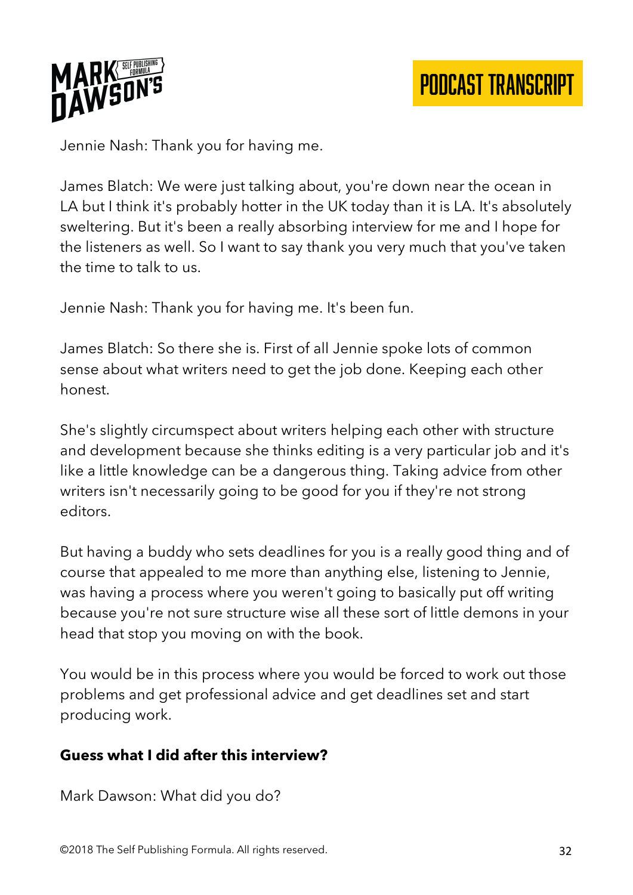Jennie Nash: Thank you for having me.

James Blatch: We were just talking about, you're down near the ocean in LA but I think it's probably hotter in the UK today than it is LA. It's absolutely sweltering. But it's been a really absorbing interview for me and I hope for the listeners as well. So I want to say thank you very much that you've taken the time to talk to us.

Jennie Nash: Thank you for having me. It's been fun.

James Blatch: So there she is. First of all Jennie spoke lots of common sense about what writers need to get the job done. Keeping each other honest.

She's slightly circumspect about writers helping each other with structure and development because she thinks editing is a very particular job and it's like a little knowledge can be a dangerous thing. Taking advice from other writers isn't necessarily going to be good for you if they're not strong editors.

But having a buddy who sets deadlines for you is a really good thing and of course that appealed to me more than anything else, listening to Jennie, was having a process where you weren't going to basically put off writing because you're not sure structure wise all these sort of little demons in your head that stop you moving on with the book.

You would be in this process where you would be forced to work out those problems and get professional advice and get deadlines set and start producing work.

**Guess what I did after this interview?**

Mark Dawson: What did you do?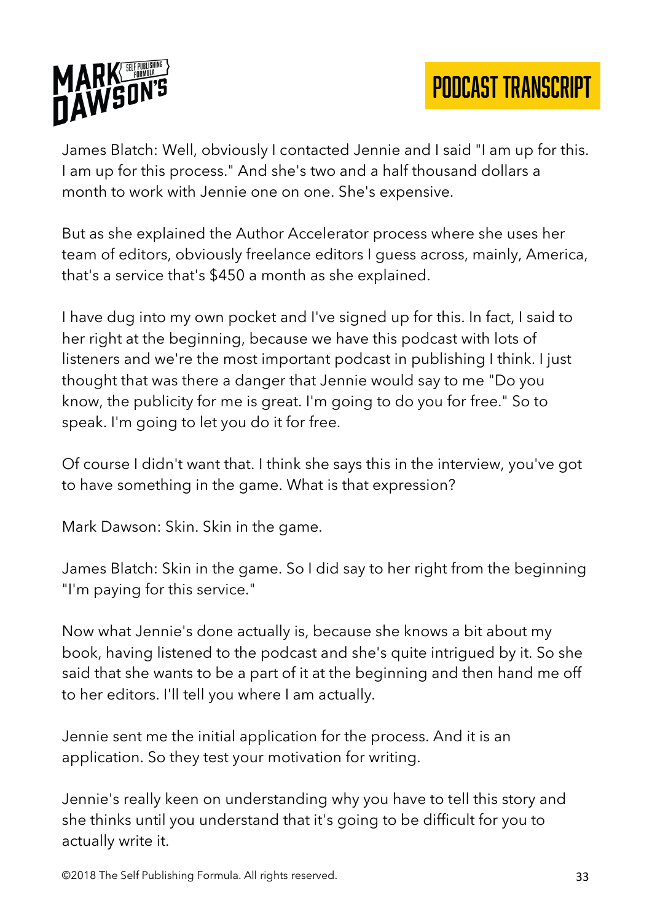James Blatch: Well, obviously I contacted Jennie and I said "I am up for this. I am up for this process." And she's two and a half thousand dollars a month to work with Jennie one on one. She's expensive.

But as she explained the Author Accelerator process where she uses her team of editors, obviously freelance editors I guess across, mainly, America, that's a service that's $450 a month as she explained.

I have dug into my own pocket and I've signed up for this. In fact, I said to her right at the beginning, because we have this podcast with lots of listeners and we're the most important podcast in publishing I think. I just thought that was there a danger that Jennie would say to me "Do you know, the publicity for me is great. I'm going to do you for free." So to speak. I'm going to let you do it for free.

Of course I didn't want that. I think she says this in the interview, you've got to have something in the game. What is that expression?

Mark Dawson: Skin. Skin in the game.

James Blatch: Skin in the game. So I did say to her right from the beginning "I'm paying for this service."

Now what Jennie's done actually is, because she knows a bit about my book, having listened to the podcast and she's quite intrigued by it. So she said that she wants to be a part of it at the beginning and then hand me off to her editors. I'll tell you where I am actually.

Jennie sent me the initial application for the process. And it is an application. So they test your motivation for writing.

Jennie's really keen on understanding why you have to tell this story and she thinks until you understand that it's going to be difficult for you to actually write it.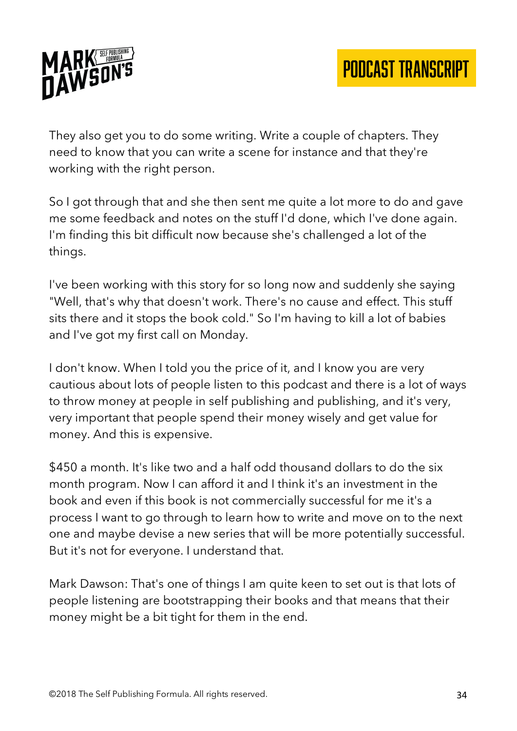They also get you to do some writing. Write a couple of chapters. They need to know that you can write a scene for instance and that they're working with the right person.

So I got through that and she then sent me quite a lot more to do and gave me some feedback and notes on the stuff I'd done, which I've done again. I'm finding this bit difficult now because she's challenged a lot of the things.

I've been working with this story for so long now and suddenly she saying "Well, that's why that doesn't work. There's no cause and effect. This stuff sits there and it stops the book cold." So I'm having to kill a lot of babies and I've got my first call on Monday.

I don't know. When I told you the price of it, and I know you are very cautious about lots of people listen to this podcast and there is a lot of ways to throw money at people in self publishing and publishing, and it's very, very important that people spend their money wisely and get value for money. And this is expensive.

$450 a month. It's like two and a half odd thousand dollars to do the six month program. Now I can afford it and I think it's an investment in the book and even if this book is not commercially successful for me it's a process I want to go through to learn how to write and move on to the next one and maybe devise a new series that will be more potentially successful. But it's not for everyone. I understand that.

Mark Dawson: That's one of things I am quite keen to set out is that lots of people listening are bootstrapping their books and that means that their money might be a bit tight for them in the end.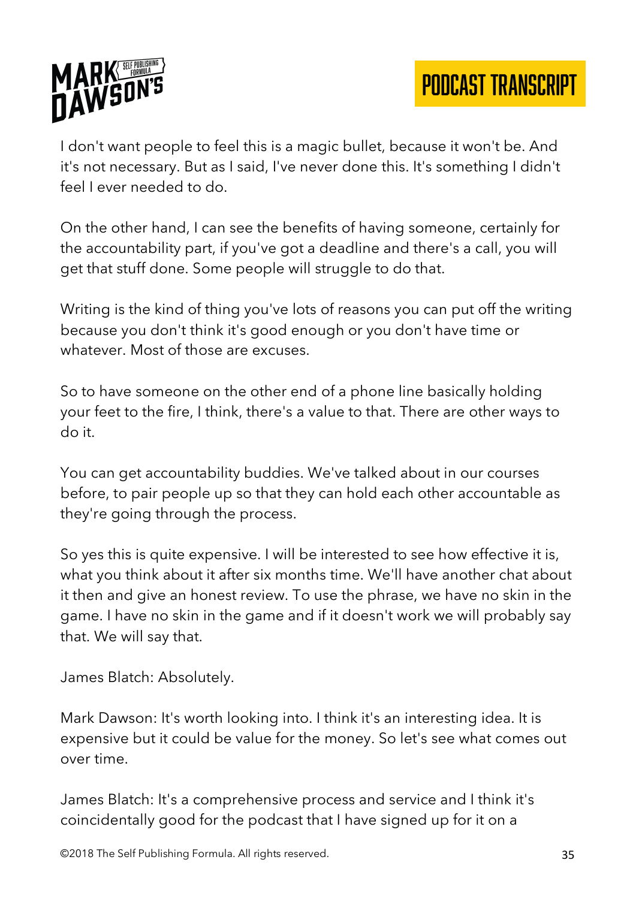I don't want people to feel this is a magic bullet, because it won't be. And it's not necessary. But as I said, I've never done this. It's something I didn't feel I ever needed to do.

On the other hand, I can see the benefits of having someone, certainly for the accountability part, if you've got a deadline and there's a call, you will get that stuff done. Some people will struggle to do that.

Writing is the kind of thing you've lots of reasons you can put off the writing because you don't think it's good enough or you don't have time or whatever. Most of those are excuses.

So to have someone on the other end of a phone line basically holding your feet to the fire, I think, there's a value to that. There are other ways to do it.

You can get accountability buddies. We've talked about in our courses before, to pair people up so that they can hold each other accountable as they're going through the process.

So yes this is quite expensive. I will be interested to see how effective it is, what you think about it after six months time. We'll have another chat about it then and give an honest review. To use the phrase, we have no skin in the game. I have no skin in the game and if it doesn't work we will probably say that. We will say that.

James Blatch: Absolutely.

Mark Dawson: It's worth looking into. I think it's an interesting idea. It is expensive but it could be value for the money. So let's see what comes out over time.

James Blatch: It's a comprehensive process and service and I think it's coincidentally good for the podcast that I have signed up for it on a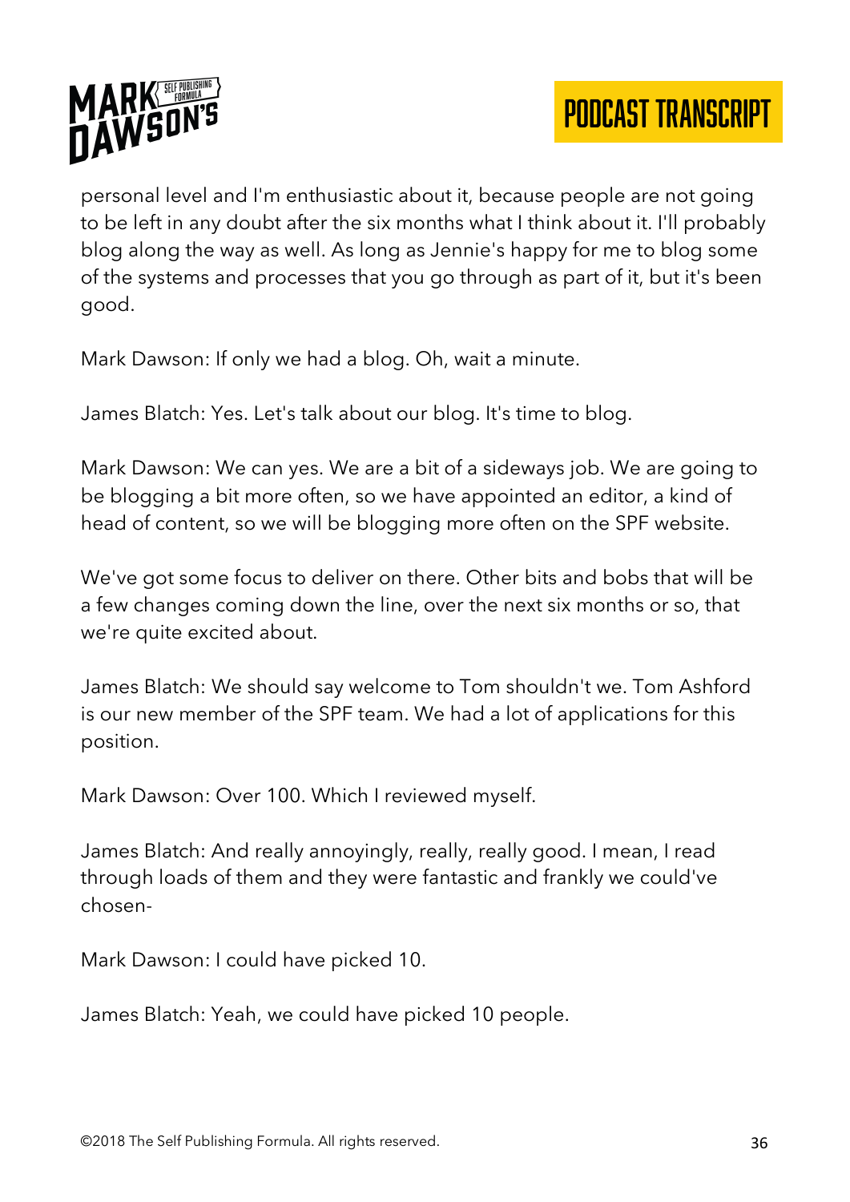personal level and I'm enthusiastic about it, because people are not going to be left in any doubt after the six months what I think about it. I'll probably blog along the way as well. As long as Jennie's happy for me to blog some of the systems and processes that you go through as part of it, but it's been good.

Mark Dawson: If only we had a blog. Oh, wait a minute.

James Blatch: Yes. Let's talk about our blog. It's time to blog.

Mark Dawson: We can yes. We are a bit of a sideways job. We are going to be blogging a bit more often, so we have appointed an editor, a kind of head of content, so we will be blogging more often on the SPF website.

We've got some focus to deliver on there. Other bits and bobs that will be a few changes coming down the line, over the next six months or so, that we're quite excited about.

James Blatch: We should say welcome to Tom shouldn't we. Tom Ashford is our new member of the SPF team. We had a lot of applications for this position.

Mark Dawson: Over 100. Which I reviewed myself.

James Blatch: And really annoyingly, really, really good. I mean, I read through loads of them and they were fantastic and frankly we could've chosen-

Mark Dawson: I could have picked 10.

James Blatch: Yeah, we could have picked 10 people.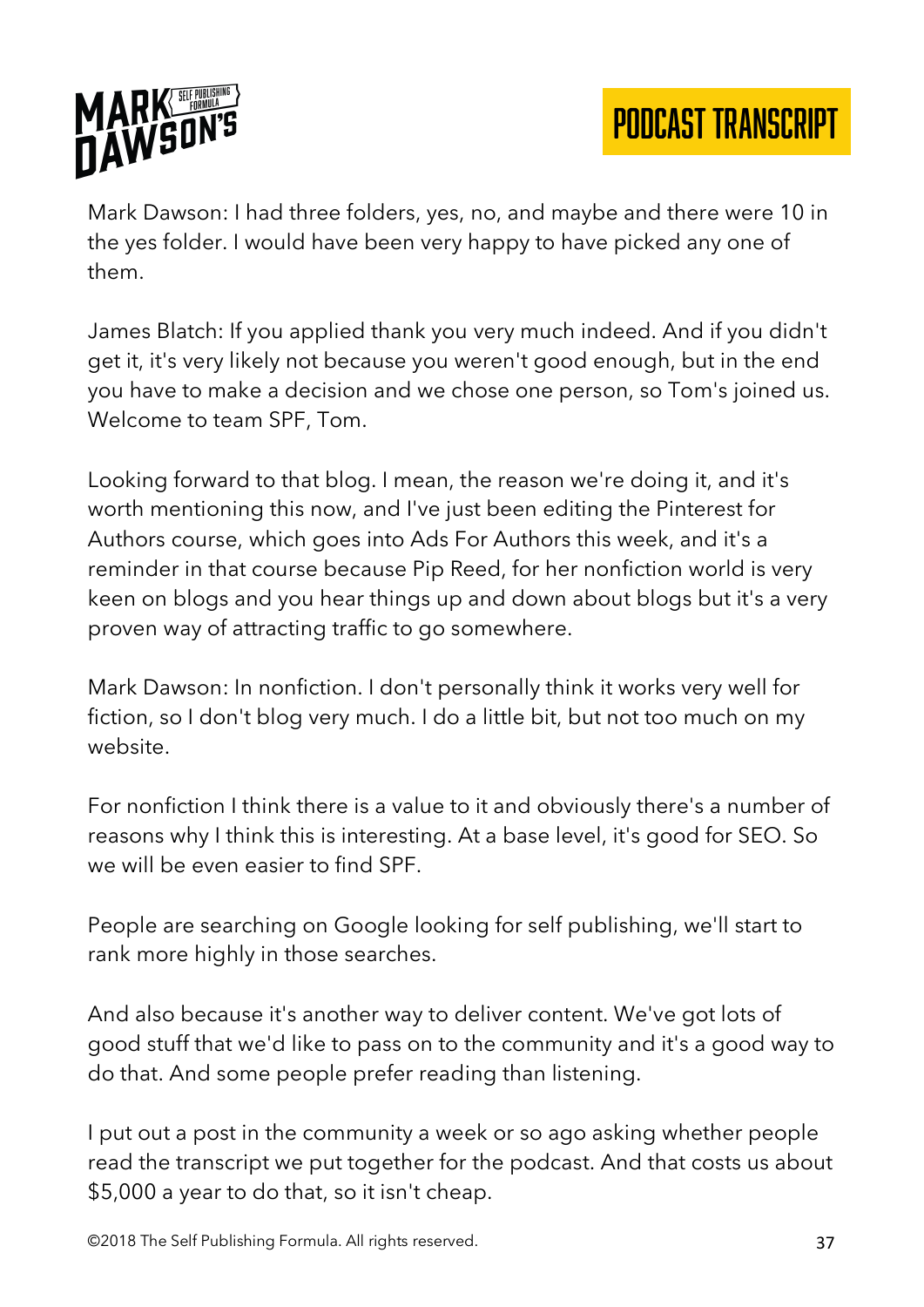Mark Dawson: I had three folders, yes, no, and maybe and there were 10 in the yes folder. I would have been very happy to have picked any one of them.

James Blatch: If you applied thank you very much indeed. And if you didn't get it, it's very likely not because you weren't good enough, but in the end you have to make a decision and we chose one person, so Tom's joined us. Welcome to team SPF, Tom.

Looking forward to that blog. I mean, the reason we're doing it, and it's worth mentioning this now, and I've just been editing the Pinterest for Authors course, which goes into Ads For Authors this week, and it's a reminder in that course because Pip Reed, for her nonfiction world is very keen on blogs and you hear things up and down about blogs but it's a very proven way of attracting traffic to go somewhere.

Mark Dawson: In nonfiction. I don't personally think it works very well for fiction, so I don't blog very much. I do a little bit, but not too much on my website.

For nonfiction I think there is a value to it and obviously there's a number of reasons why I think this is interesting. At a base level, it's good for SEO. So we will be even easier to find SPF.

People are searching on Google looking for self publishing, we'll start to rank more highly in those searches.

And also because it's another way to deliver content. We've got lots of good stuff that we'd like to pass on to the community and it's a good way to do that. And some people prefer reading than listening.

I put out a post in the community a week or so ago asking whether people read the transcript we put together for the podcast. And that costs us about $5,000 a year to do that, so it isn't cheap.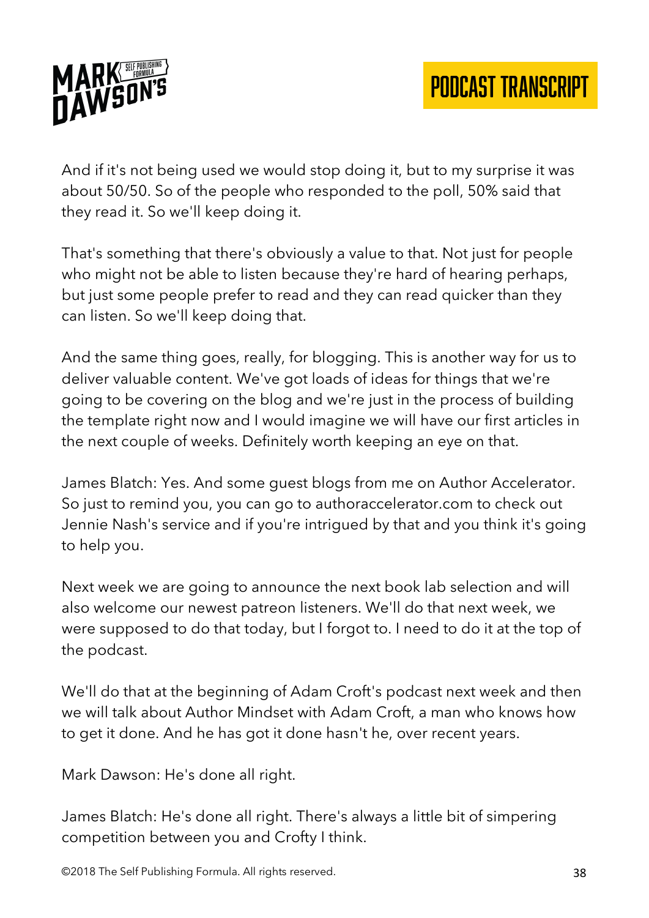And if it's not being used we would stop doing it, but to my surprise it was about 50/50. So of the people who responded to the poll, 50% said that they read it. So we'll keep doing it.

That's something that there's obviously a value to that. Not just for people who might not be able to listen because they're hard of hearing perhaps, but just some people prefer to read and they can read quicker than they can listen. So we'll keep doing that.

And the same thing goes, really, for blogging. This is another way for us to deliver valuable content. We've got loads of ideas for things that we're going to be covering on the blog and we're just in the process of building the template right now and I would imagine we will have our first articles in the next couple of weeks. Definitely worth keeping an eye on that.

James Blatch: Yes. And some guest blogs from me on Author Accelerator. So just to remind you, you can go to authoraccelerator.com to check out Jennie Nash's service and if you're intrigued by that and you think it's going to help you.

Next week we are going to announce the next book lab selection and will also welcome our newest patreon listeners. We'll do that next week, we were supposed to do that today, but I forgot to. I need to do it at the top of the podcast.

We'll do that at the beginning of Adam Croft's podcast next week and then we will talk about Author Mindset with Adam Croft, a man who knows how to get it done. And he has got it done hasn't he, over recent years.

Mark Dawson: He's done all right.

James Blatch: He's done all right. There's always a little bit of simpering competition between you and Crofty I think.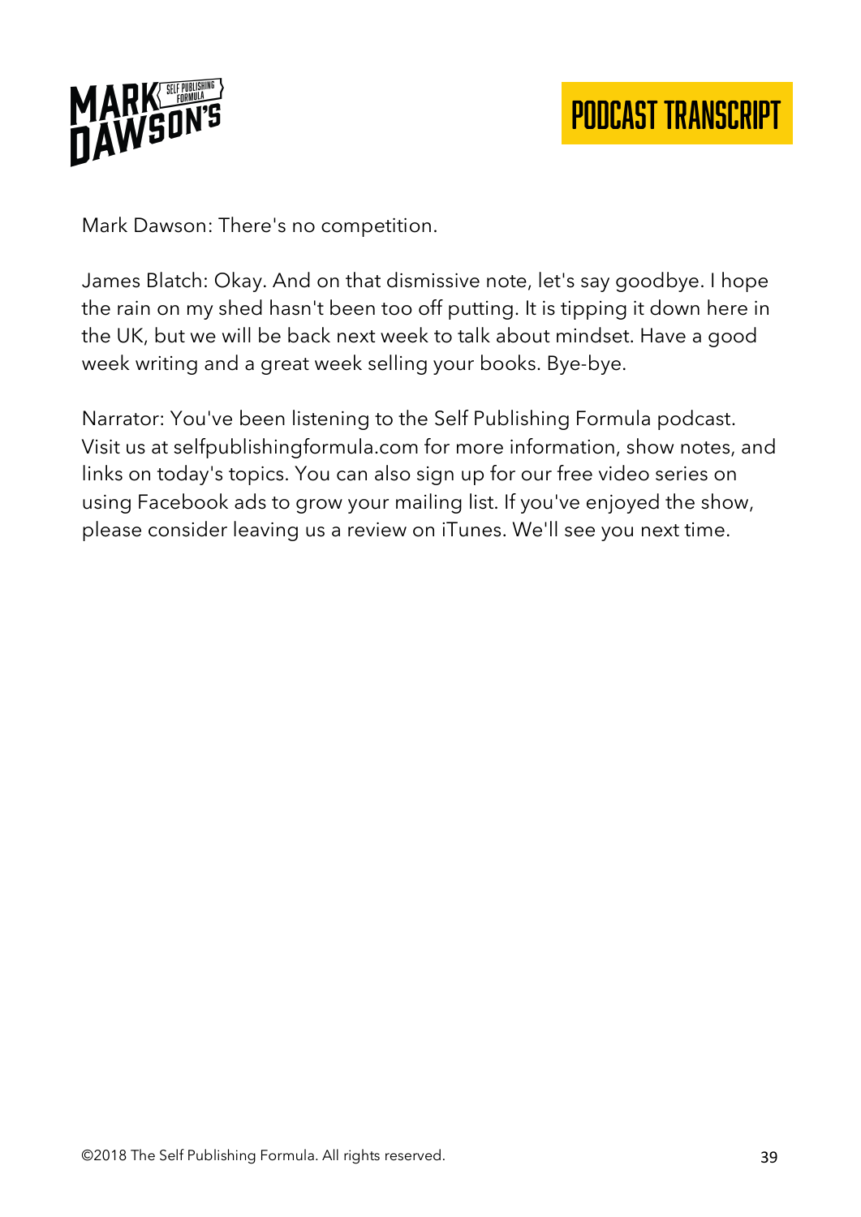Mark Dawson: There's no competition.

James Blatch: Okay. And on that dismissive note, let's say goodbye. I hope the rain on my shed hasn't been too off putting. It is tipping it down here in the UK, but we will be back next week to talk about mindset. Have a good week writing and a great week selling your books. Bye-bye.

Narrator: You've been listening to the Self Publishing Formula podcast. Visit us at selfpublishingformula.com for more information, show notes, and links on today's topics. You can also sign up for our free video series on using Facebook ads to grow your mailing list. If you've enjoyed the show, please consider leaving us a review on iTunes. We'll see you next time.